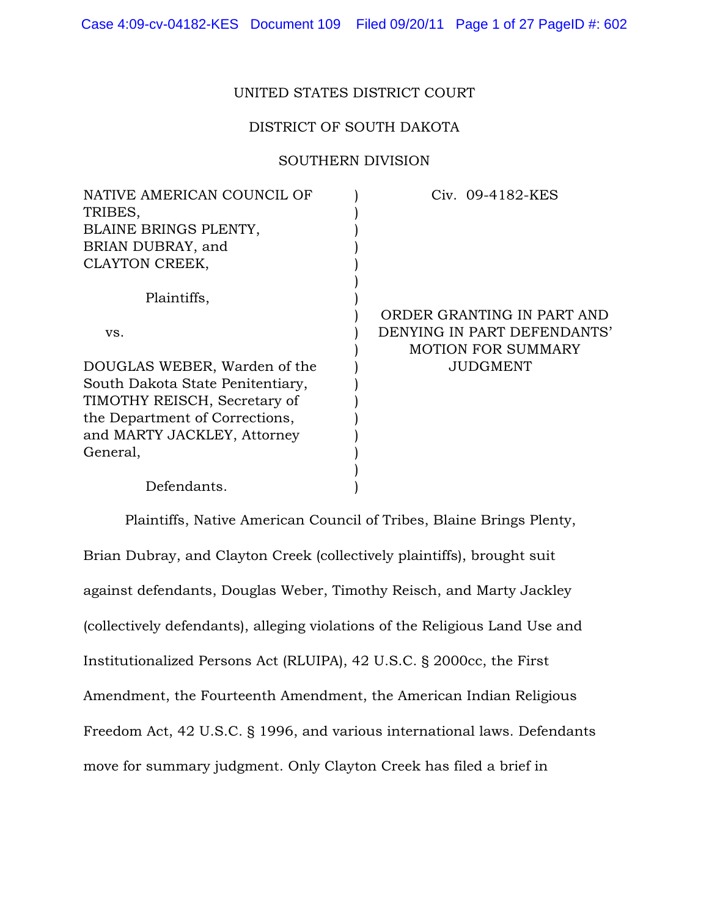UNITED STATES DISTRICT COURT

DISTRICT OF SOUTH DAKOTA

SOUTHERN DIVISION

| | |
|---|---|
| NATIVE AMERICAN COUNCIL OF TRIBES, BLAINE BRINGS PLENTY, BRIAN DUBRAY, and CLAYTON CREEK, Plaintiffs, | Civ. 09-4182-KES |
| vs. | ORDER GRANTING IN PART AND DENYING IN PART DEFENDANTS' MOTION FOR SUMMARY JUDGMENT |
| DOUGLAS WEBER, Warden of the South Dakota State Penitentiary, TIMOTHY REISCH, Secretary of the Department of Corrections, and MARTY JACKLEY, Attorney General, Defendants. | |

Plaintiffs, Native American Council of Tribes, Blaine Brings Plenty, Brian Dubray, and Clayton Creek (collectively plaintiffs), brought suit against defendants, Douglas Weber, Timothy Reisch, and Marty Jackley (collectively defendants), alleging violations of the Religious Land Use and Institutionalized Persons Act (RLUIPA), 42 U.S.C. § 2000cc, the First Amendment, the Fourteenth Amendment, the American Indian Religious Freedom Act, 42 U.S.C. § 1996, and various international laws. Defendants move for summary judgment. Only Clayton Creek has filed a brief in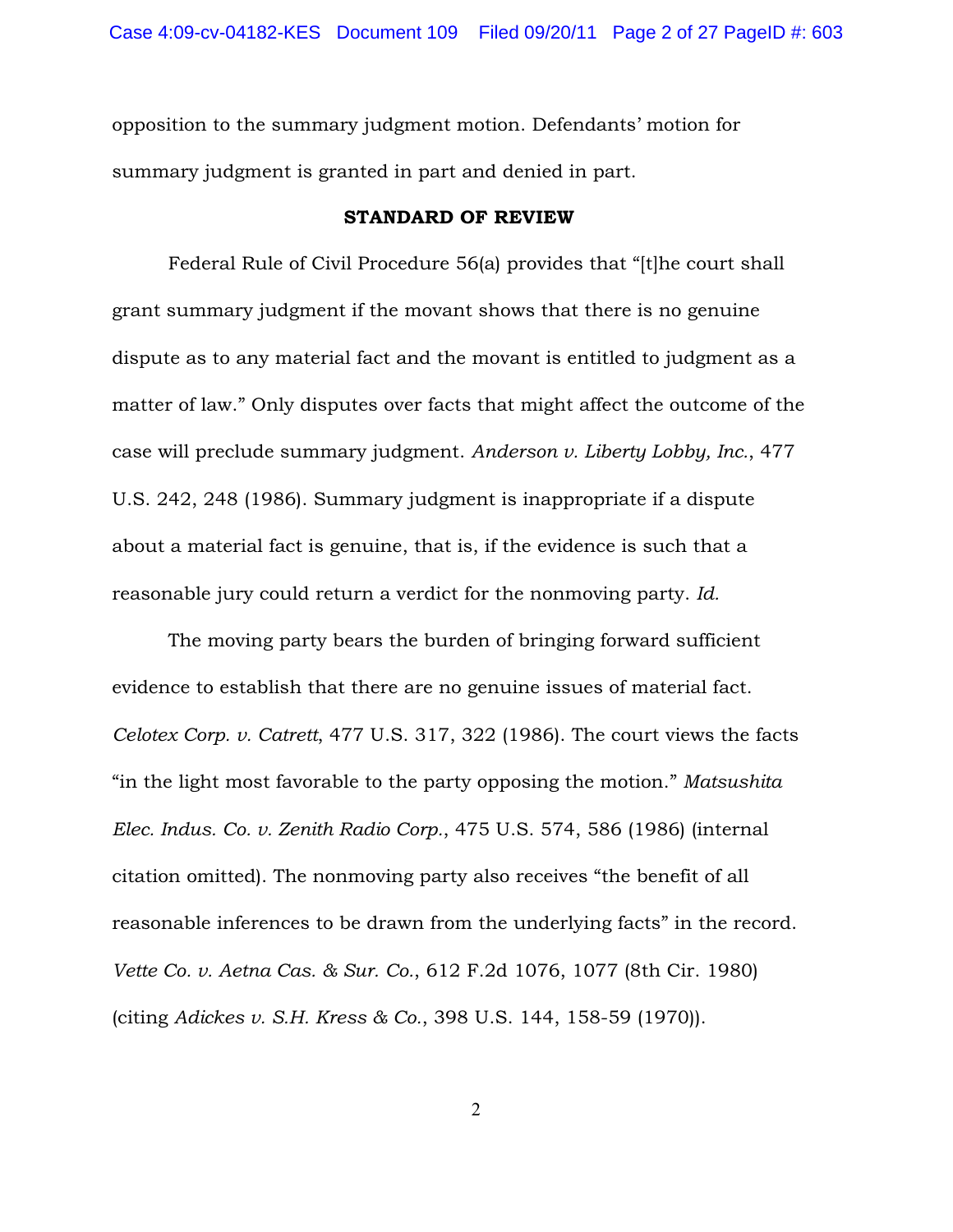opposition to the summary judgment motion. Defendants' motion for summary judgment is granted in part and denied in part.

**STANDARD OF REVIEW**

Federal Rule of Civil Procedure 56(a) provides that "[t]he court shall grant summary judgment if the movant shows that there is no genuine dispute as to any material fact and the movant is entitled to judgment as a matter of law." Only disputes over facts that might affect the outcome of the case will preclude summary judgment. *Anderson v. Liberty Lobby, Inc.*, 477 U.S. 242, 248 (1986). Summary judgment is inappropriate if a dispute about a material fact is genuine, that is, if the evidence is such that a reasonable jury could return a verdict for the nonmoving party. *Id.*

The moving party bears the burden of bringing forward sufficient evidence to establish that there are no genuine issues of material fact. *Celotex Corp. v. Catrett*, 477 U.S. 317, 322 (1986). The court views the facts "in the light most favorable to the party opposing the motion." *Matsushita Elec. Indus. Co. v. Zenith Radio Corp.*, 475 U.S. 574, 586 (1986) (internal citation omitted). The nonmoving party also receives "the benefit of all reasonable inferences to be drawn from the underlying facts" in the record. *Vette Co. v. Aetna Cas. & Sur. Co.*, 612 F.2d 1076, 1077 (8th Cir. 1980) (citing *Adickes v. S.H. Kress & Co.*, 398 U.S. 144, 158-59 (1970)).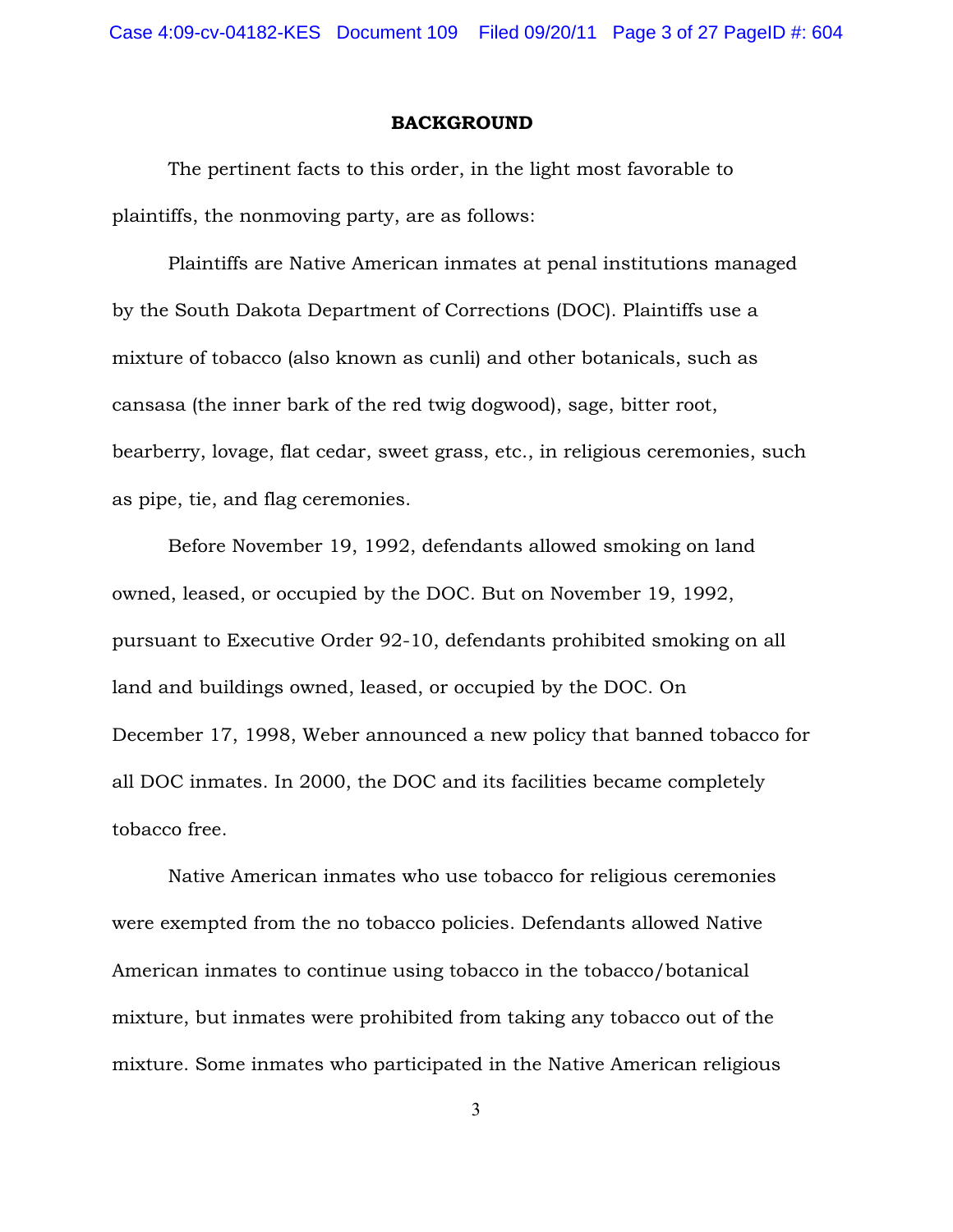**BACKGROUND**

The pertinent facts to this order, in the light most favorable to plaintiffs, the nonmoving party, are as follows:

Plaintiffs are Native American inmates at penal institutions managed by the South Dakota Department of Corrections (DOC). Plaintiffs use a mixture of tobacco (also known as cunli) and other botanicals, such as cansasa (the inner bark of the red twig dogwood), sage, bitter root, bearberry, lovage, flat cedar, sweet grass, etc., in religious ceremonies, such as pipe, tie, and flag ceremonies.

Before November 19, 1992, defendants allowed smoking on land owned, leased, or occupied by the DOC. But on November 19, 1992, pursuant to Executive Order 92-10, defendants prohibited smoking on all land and buildings owned, leased, or occupied by the DOC. On December 17, 1998, Weber announced a new policy that banned tobacco for all DOC inmates. In 2000, the DOC and its facilities became completely tobacco free.

Native American inmates who use tobacco for religious ceremonies were exempted from the no tobacco policies. Defendants allowed Native American inmates to continue using tobacco in the tobacco/botanical mixture, but inmates were prohibited from taking any tobacco out of the mixture. Some inmates who participated in the Native American religious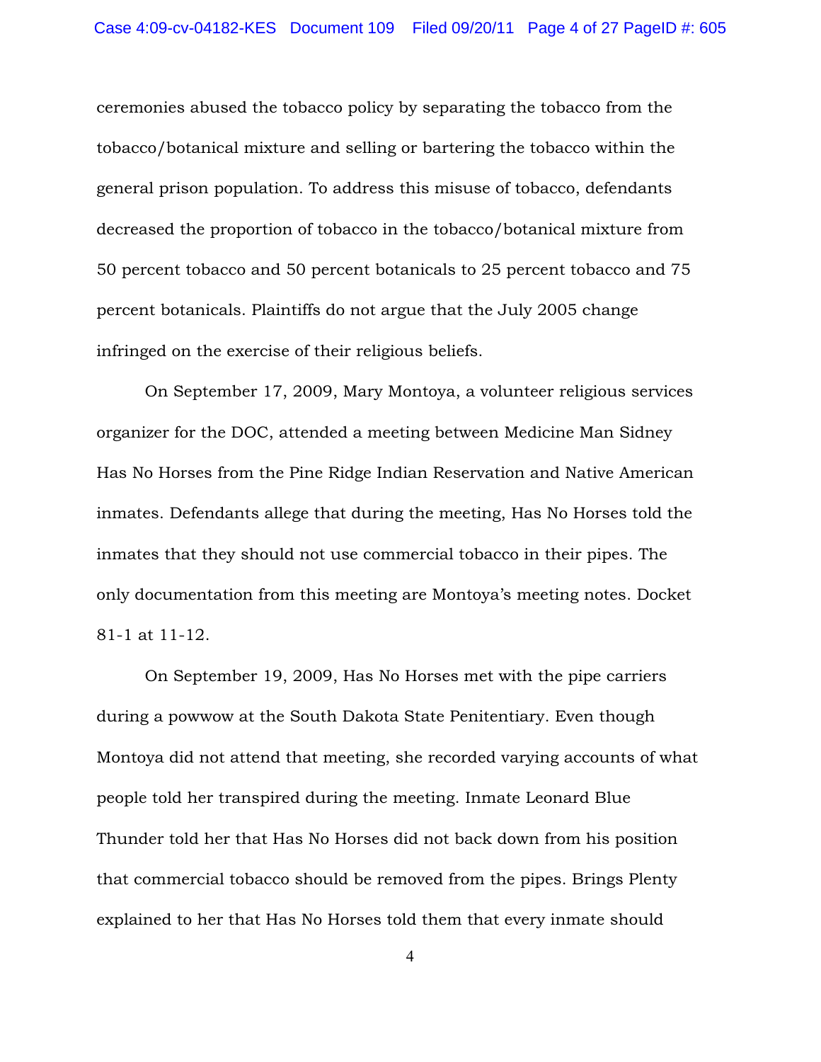ceremonies abused the tobacco policy by separating the tobacco from the tobacco/botanical mixture and selling or bartering the tobacco within the general prison population. To address this misuse of tobacco, defendants decreased the proportion of tobacco in the tobacco/botanical mixture from 50 percent tobacco and 50 percent botanicals to 25 percent tobacco and 75 percent botanicals. Plaintiffs do not argue that the July 2005 change infringed on the exercise of their religious beliefs.

On September 17, 2009, Mary Montoya, a volunteer religious services organizer for the DOC, attended a meeting between Medicine Man Sidney Has No Horses from the Pine Ridge Indian Reservation and Native American inmates. Defendants allege that during the meeting, Has No Horses told the inmates that they should not use commercial tobacco in their pipes. The only documentation from this meeting are Montoya's meeting notes. Docket 81-1 at 11-12.

On September 19, 2009, Has No Horses met with the pipe carriers during a powwow at the South Dakota State Penitentiary. Even though Montoya did not attend that meeting, she recorded varying accounts of what people told her transpired during the meeting. Inmate Leonard Blue Thunder told her that Has No Horses did not back down from his position that commercial tobacco should be removed from the pipes. Brings Plenty explained to her that Has No Horses told them that every inmate should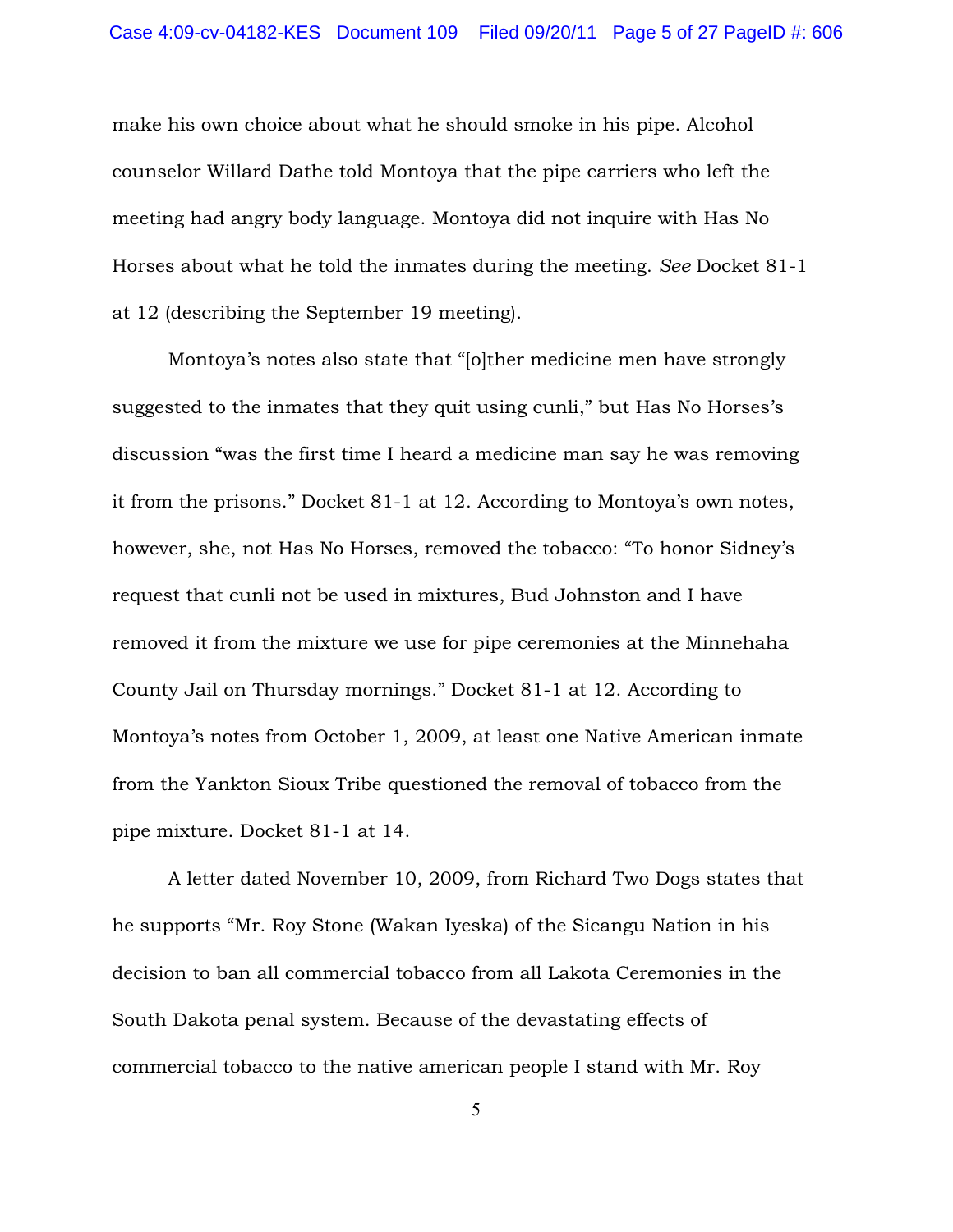make his own choice about what he should smoke in his pipe. Alcohol counselor Willard Dathe told Montoya that the pipe carriers who left the meeting had angry body language. Montoya did not inquire with Has No Horses about what he told the inmates during the meeting. *See* Docket 81-1 at 12 (describing the September 19 meeting).

Montoya's notes also state that "[o]ther medicine men have strongly suggested to the inmates that they quit using cunli," but Has No Horses's discussion "was the first time I heard a medicine man say he was removing it from the prisons." Docket 81-1 at 12. According to Montoya's own notes, however, she, not Has No Horses, removed the tobacco: "To honor Sidney's request that cunli not be used in mixtures, Bud Johnston and I have removed it from the mixture we use for pipe ceremonies at the Minnehaha County Jail on Thursday mornings." Docket 81-1 at 12. According to Montoya's notes from October 1, 2009, at least one Native American inmate from the Yankton Sioux Tribe questioned the removal of tobacco from the pipe mixture. Docket 81-1 at 14.

A letter dated November 10, 2009, from Richard Two Dogs states that he supports "Mr. Roy Stone (Wakan Iyeska) of the Sicangu Nation in his decision to ban all commercial tobacco from all Lakota Ceremonies in the South Dakota penal system. Because of the devastating effects of commercial tobacco to the native american people I stand with Mr. Roy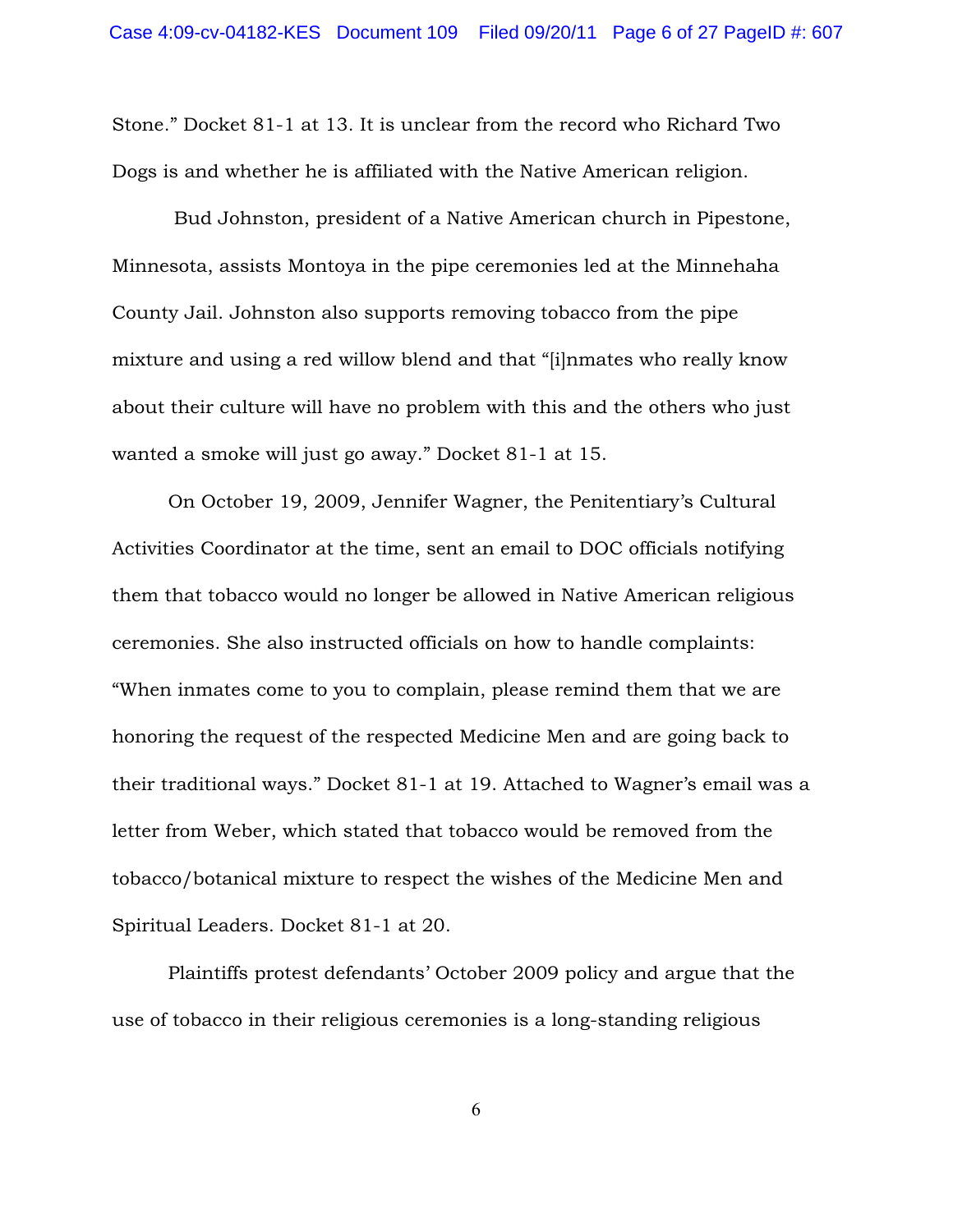Stone." Docket 81-1 at 13. It is unclear from the record who Richard Two Dogs is and whether he is affiliated with the Native American religion.

Bud Johnston, president of a Native American church in Pipestone, Minnesota, assists Montoya in the pipe ceremonies led at the Minnehaha County Jail. Johnston also supports removing tobacco from the pipe mixture and using a red willow blend and that "[i]nmates who really know about their culture will have no problem with this and the others who just wanted a smoke will just go away." Docket 81-1 at 15.

On October 19, 2009, Jennifer Wagner, the Penitentiary's Cultural Activities Coordinator at the time, sent an email to DOC officials notifying them that tobacco would no longer be allowed in Native American religious ceremonies. She also instructed officials on how to handle complaints: "When inmates come to you to complain, please remind them that we are honoring the request of the respected Medicine Men and are going back to their traditional ways." Docket 81-1 at 19. Attached to Wagner's email was a letter from Weber, which stated that tobacco would be removed from the tobacco/botanical mixture to respect the wishes of the Medicine Men and Spiritual Leaders. Docket 81-1 at 20.

Plaintiffs protest defendants' October 2009 policy and argue that the use of tobacco in their religious ceremonies is a long-standing religious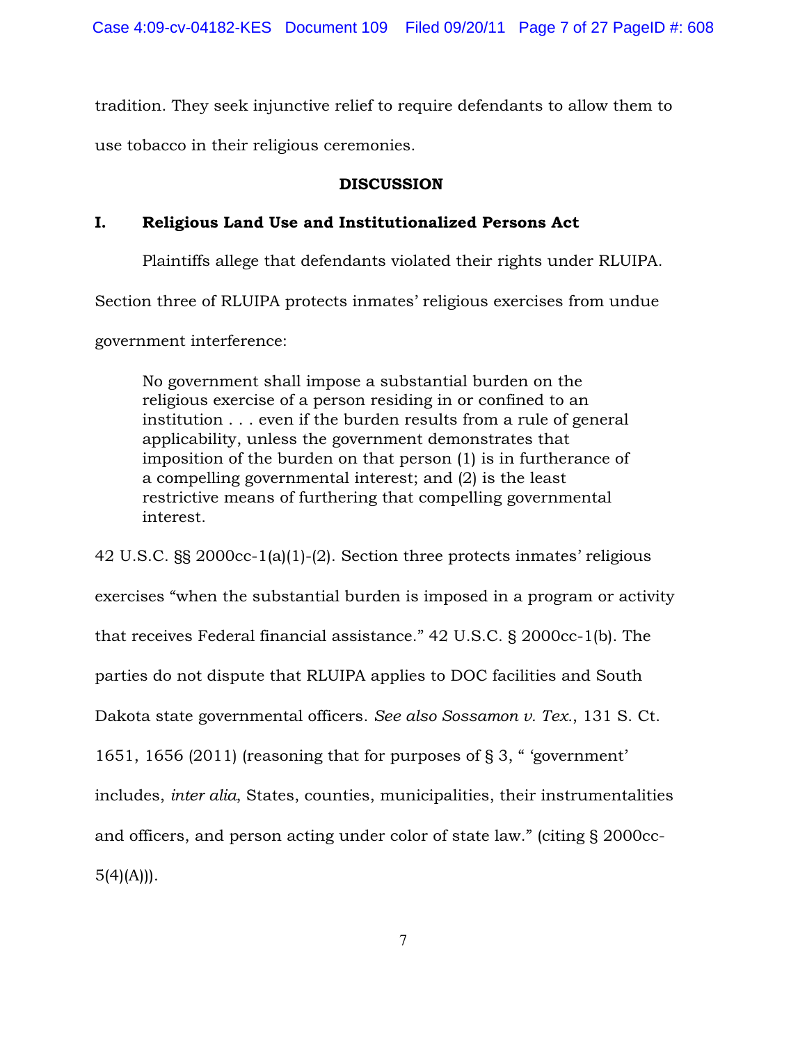tradition. They seek injunctive relief to require defendants to allow them to use tobacco in their religious ceremonies.

## DISCUSSION

### I. Religious Land Use and Institutionalized Persons Act

Plaintiffs allege that defendants violated their rights under RLUIPA. Section three of RLUIPA protects inmates' religious exercises from undue government interference:

> No government shall impose a substantial burden on the religious exercise of a person residing in or confined to an institution . . . even if the burden results from a rule of general applicability, unless the government demonstrates that imposition of the burden on that person (1) is in furtherance of a compelling governmental interest; and (2) is the least restrictive means of furthering that compelling governmental interest.

42 U.S.C. §§ 2000cc-1(a)(1)-(2). Section three protects inmates' religious exercises "when the substantial burden is imposed in a program or activity that receives Federal financial assistance." 42 U.S.C. § 2000cc-1(b). The parties do not dispute that RLUIPA applies to DOC facilities and South Dakota state governmental officers. *See also Sossamon v. Tex.*, 131 S. Ct. 1651, 1656 (2011) (reasoning that for purposes of § 3, " 'government' includes, *inter alia*, States, counties, municipalities, their instrumentalities and officers, and person acting under color of state law." (citing § 2000cc-5(4)(A))).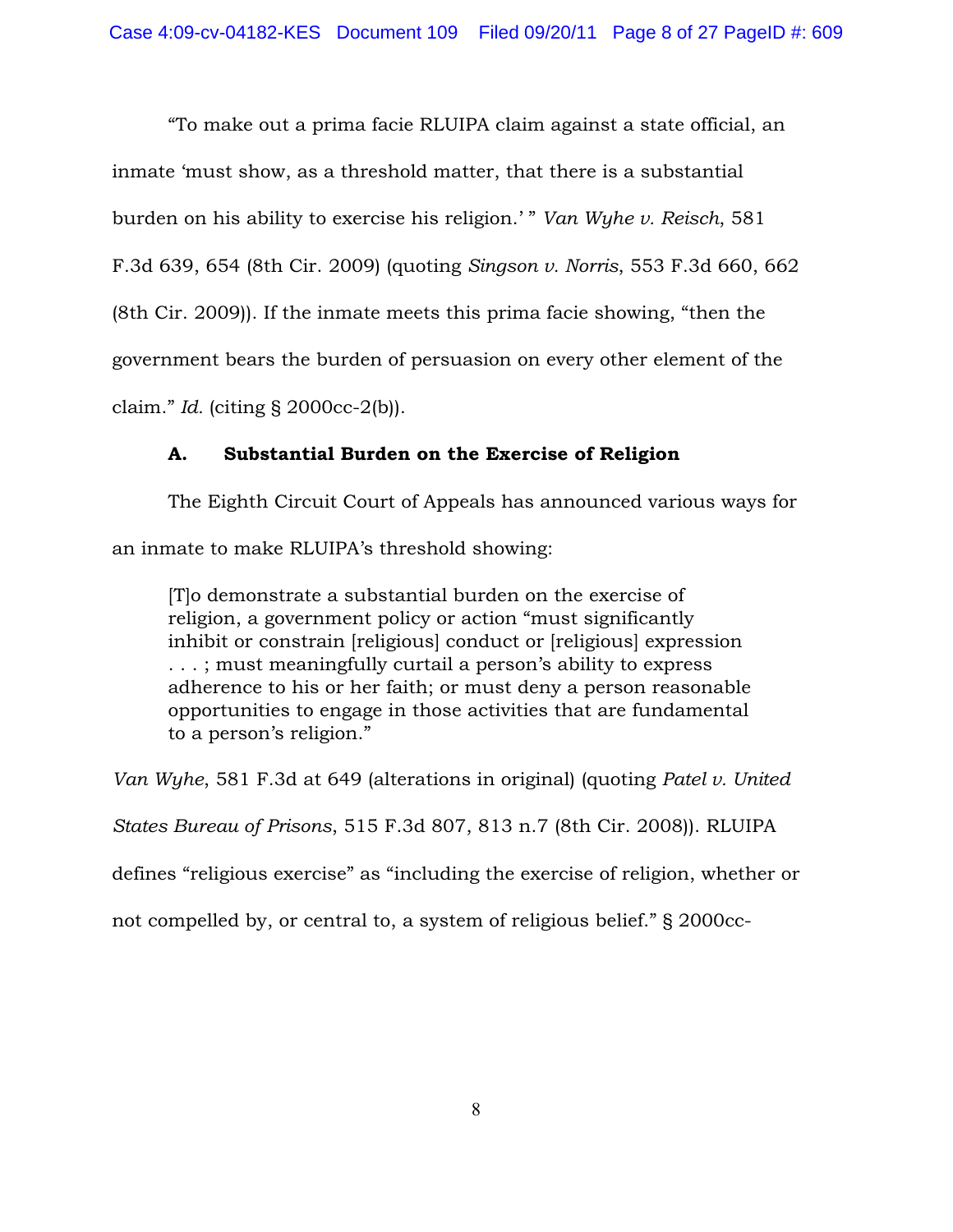"To make out a prima facie RLUIPA claim against a state official, an inmate 'must show, as a threshold matter, that there is a substantial burden on his ability to exercise his religion.' " *Van Wyhe v. Reisch*, 581 F.3d 639, 654 (8th Cir. 2009) (quoting *Singson v. Norris*, 553 F.3d 660, 662 (8th Cir. 2009)). If the inmate meets this prima facie showing, "then the government bears the burden of persuasion on every other element of the claim." *Id.* (citing § 2000cc-2(b)).

### A. Substantial Burden on the Exercise of Religion

The Eighth Circuit Court of Appeals has announced various ways for an inmate to make RLUIPA's threshold showing:

> [T]o demonstrate a substantial burden on the exercise of religion, a government policy or action "must significantly inhibit or constrain [religious] conduct or [religious] expression . . . ; must meaningfully curtail a person's ability to express adherence to his or her faith; or must deny a person reasonable opportunities to engage in those activities that are fundamental to a person's religion."

*Van Wyhe*, 581 F.3d at 649 (alterations in original) (quoting *Patel v. United States Bureau of Prisons*, 515 F.3d 807, 813 n.7 (8th Cir. 2008)). RLUIPA defines "religious exercise" as "including the exercise of religion, whether or not compelled by, or central to, a system of religious belief." § 2000cc-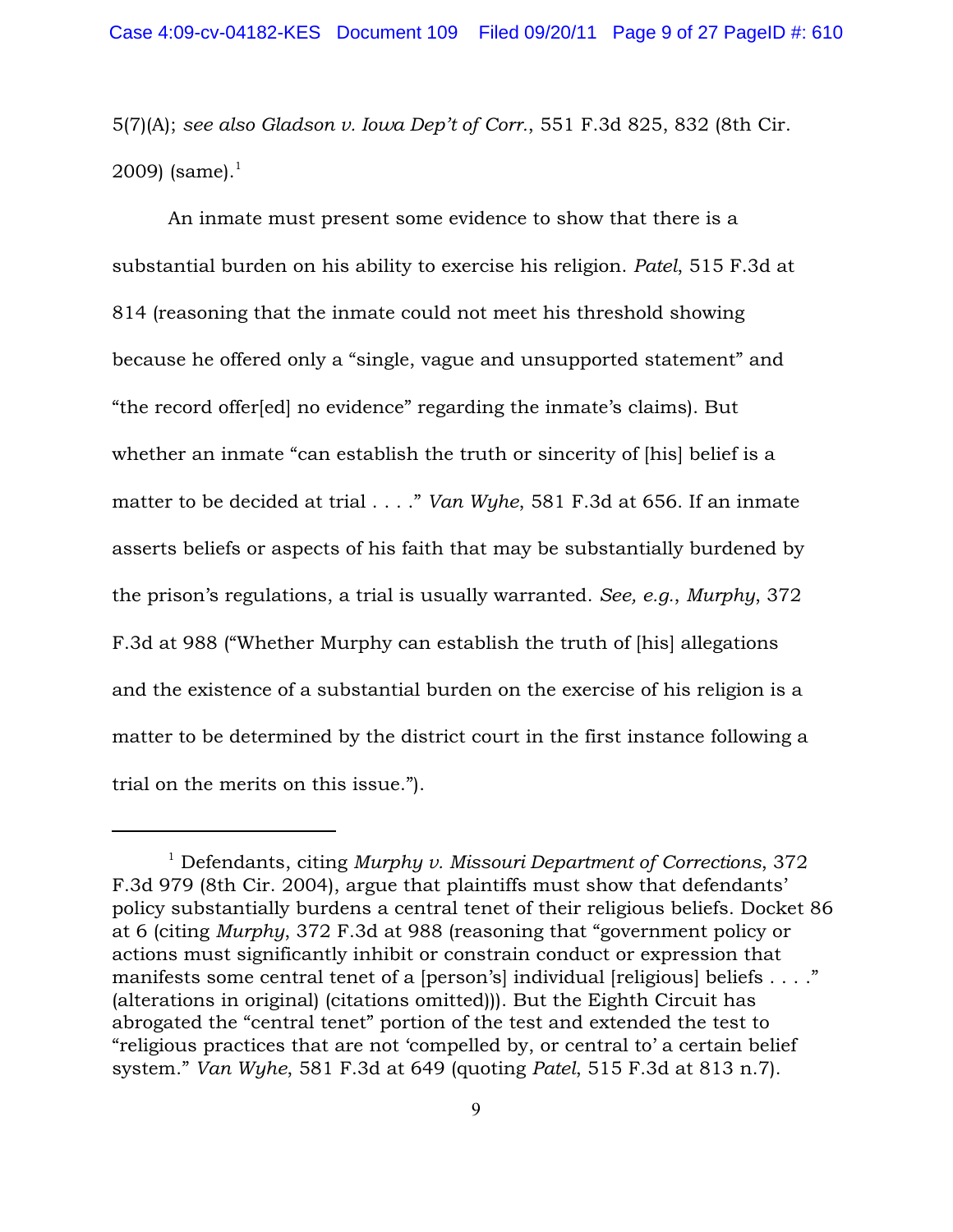5(7)(A); *see also Gladson v. Iowa Dep't of Corr.*, 551 F.3d 825, 832 (8th Cir. 2009) (same).[1]

An inmate must present some evidence to show that there is a substantial burden on his ability to exercise his religion. *Patel*, 515 F.3d at 814 (reasoning that the inmate could not meet his threshold showing because he offered only a "single, vague and unsupported statement" and "the record offer[ed] no evidence" regarding the inmate's claims). But whether an inmate "can establish the truth or sincerity of [his] belief is a matter to be decided at trial . . . ." *Van Wyhe*, 581 F.3d at 656. If an inmate asserts beliefs or aspects of his faith that may be substantially burdened by the prison's regulations, a trial is usually warranted. *See, e.g.*, *Murphy*, 372 F.3d at 988 ("Whether Murphy can establish the truth of [his] allegations and the existence of a substantial burden on the exercise of his religion is a matter to be determined by the district court in the first instance following a trial on the merits on this issue.").

---

[1] Defendants, citing *Murphy v. Missouri Department of Corrections*, 372 F.3d 979 (8th Cir. 2004), argue that plaintiffs must show that defendants' policy substantially burdens a central tenet of their religious beliefs. Docket 86 at 6 (citing *Murphy*, 372 F.3d at 988 (reasoning that "government policy or actions must significantly inhibit or constrain conduct or expression that manifests some central tenet of a [person's] individual [religious] beliefs . . . ." (alterations in original) (citations omitted))). But the Eighth Circuit has abrogated the "central tenet" portion of the test and extended the test to "religious practices that are not 'compelled by, or central to' a certain belief system." *Van Wyhe*, 581 F.3d at 649 (quoting *Patel*, 515 F.3d at 813 n.7).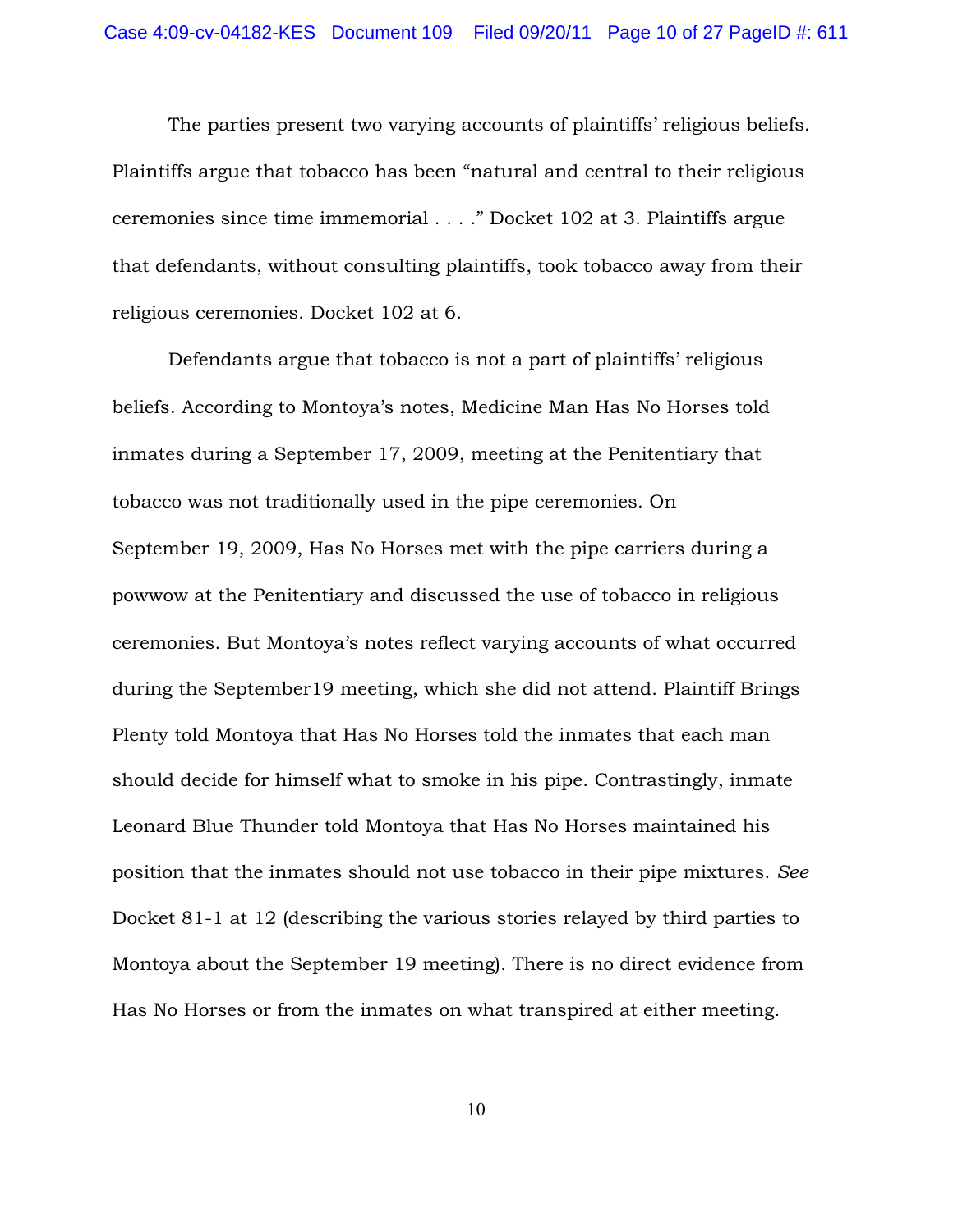The parties present two varying accounts of plaintiffs' religious beliefs. Plaintiffs argue that tobacco has been "natural and central to their religious ceremonies since time immemorial . . . ." Docket 102 at 3. Plaintiffs argue that defendants, without consulting plaintiffs, took tobacco away from their religious ceremonies. Docket 102 at 6.

Defendants argue that tobacco is not a part of plaintiffs' religious beliefs. According to Montoya's notes, Medicine Man Has No Horses told inmates during a September 17, 2009, meeting at the Penitentiary that tobacco was not traditionally used in the pipe ceremonies. On September 19, 2009, Has No Horses met with the pipe carriers during a powwow at the Penitentiary and discussed the use of tobacco in religious ceremonies. But Montoya's notes reflect varying accounts of what occurred during the September19 meeting, which she did not attend. Plaintiff Brings Plenty told Montoya that Has No Horses told the inmates that each man should decide for himself what to smoke in his pipe. Contrastingly, inmate Leonard Blue Thunder told Montoya that Has No Horses maintained his position that the inmates should not use tobacco in their pipe mixtures. *See* Docket 81-1 at 12 (describing the various stories relayed by third parties to Montoya about the September 19 meeting). There is no direct evidence from Has No Horses or from the inmates on what transpired at either meeting.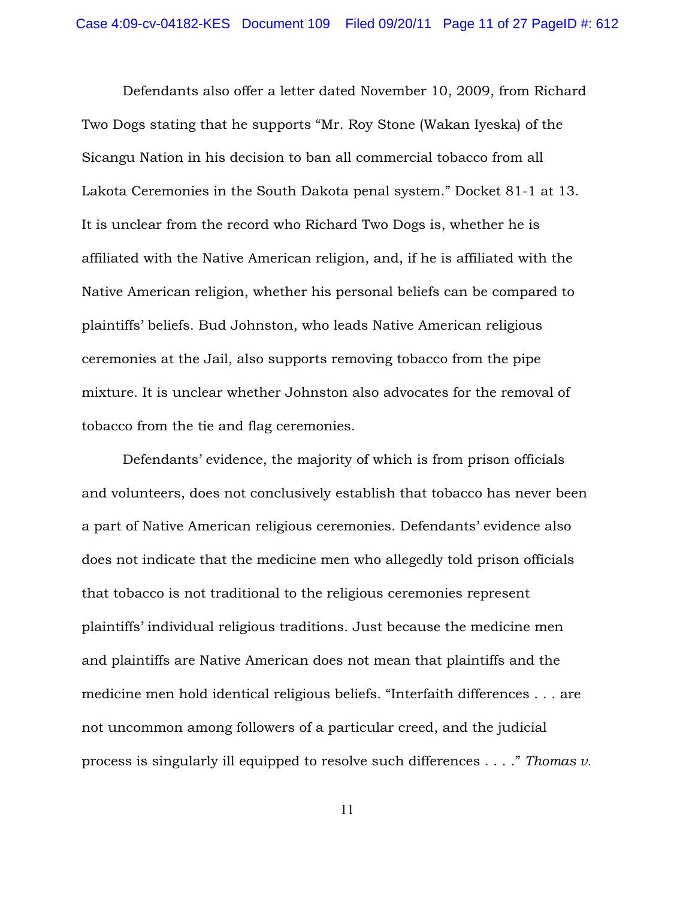Defendants also offer a letter dated November 10, 2009, from Richard Two Dogs stating that he supports "Mr. Roy Stone (Wakan Iyeska) of the Sicangu Nation in his decision to ban all commercial tobacco from all Lakota Ceremonies in the South Dakota penal system." Docket 81-1 at 13. It is unclear from the record who Richard Two Dogs is, whether he is affiliated with the Native American religion, and, if he is affiliated with the Native American religion, whether his personal beliefs can be compared to plaintiffs' beliefs. Bud Johnston, who leads Native American religious ceremonies at the Jail, also supports removing tobacco from the pipe mixture. It is unclear whether Johnston also advocates for the removal of tobacco from the tie and flag ceremonies.

Defendants' evidence, the majority of which is from prison officials and volunteers, does not conclusively establish that tobacco has never been a part of Native American religious ceremonies. Defendants' evidence also does not indicate that the medicine men who allegedly told prison officials that tobacco is not traditional to the religious ceremonies represent plaintiffs' individual religious traditions. Just because the medicine men and plaintiffs are Native American does not mean that plaintiffs and the medicine men hold identical religious beliefs. "Interfaith differences . . . are not uncommon among followers of a particular creed, and the judicial process is singularly ill equipped to resolve such differences . . . ." *Thomas v.*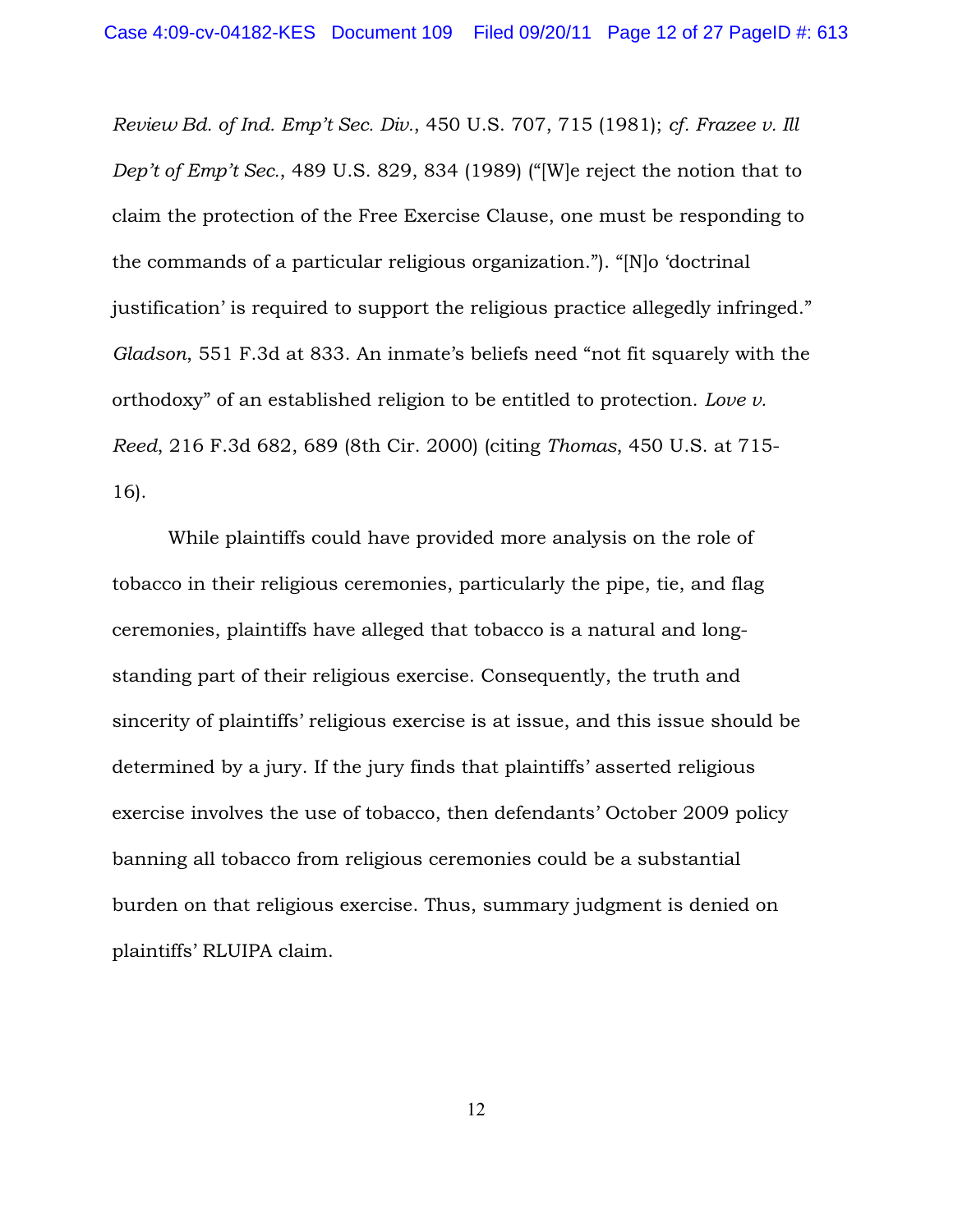*Review Bd. of Ind. Emp't Sec. Div.*, 450 U.S. 707, 715 (1981); *cf. Frazee v. Ill Dep't of Emp't Sec.*, 489 U.S. 829, 834 (1989) ("[W]e reject the notion that to claim the protection of the Free Exercise Clause, one must be responding to the commands of a particular religious organization."). "[N]o 'doctrinal justification' is required to support the religious practice allegedly infringed." *Gladson*, 551 F.3d at 833. An inmate's beliefs need "not fit squarely with the orthodoxy" of an established religion to be entitled to protection. *Love v. Reed*, 216 F.3d 682, 689 (8th Cir. 2000) (citing *Thomas*, 450 U.S. at 715-16).

While plaintiffs could have provided more analysis on the role of tobacco in their religious ceremonies, particularly the pipe, tie, and flag ceremonies, plaintiffs have alleged that tobacco is a natural and long-standing part of their religious exercise. Consequently, the truth and sincerity of plaintiffs' religious exercise is at issue, and this issue should be determined by a jury. If the jury finds that plaintiffs' asserted religious exercise involves the use of tobacco, then defendants' October 2009 policy banning all tobacco from religious ceremonies could be a substantial burden on that religious exercise. Thus, summary judgment is denied on plaintiffs' RLUIPA claim.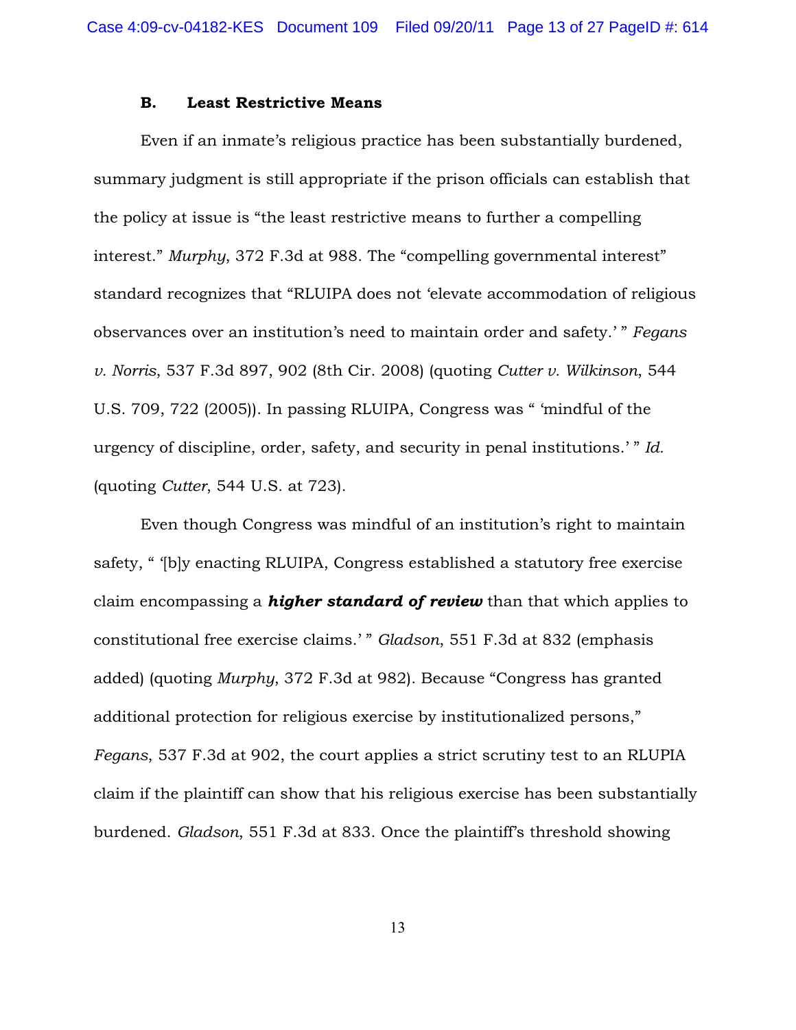### B. Least Restrictive Means

Even if an inmate's religious practice has been substantially burdened, summary judgment is still appropriate if the prison officials can establish that the policy at issue is "the least restrictive means to further a compelling interest." *Murphy*, 372 F.3d at 988. The "compelling governmental interest" standard recognizes that "RLUIPA does not 'elevate accommodation of religious observances over an institution's need to maintain order and safety.' " *Fegans v. Norris*, 537 F.3d 897, 902 (8th Cir. 2008) (quoting *Cutter v. Wilkinson*, 544 U.S. 709, 722 (2005)). In passing RLUIPA, Congress was " 'mindful of the urgency of discipline, order, safety, and security in penal institutions.' " *Id.* (quoting *Cutter*, 544 U.S. at 723).

Even though Congress was mindful of an institution's right to maintain safety, " '[b]y enacting RLUIPA, Congress established a statutory free exercise claim encompassing a ***higher standard of review*** than that which applies to constitutional free exercise claims.' " *Gladson*, 551 F.3d at 832 (emphasis added) (quoting *Murphy*, 372 F.3d at 982). Because "Congress has granted additional protection for religious exercise by institutionalized persons," *Fegans*, 537 F.3d at 902, the court applies a strict scrutiny test to an RLUPIA claim if the plaintiff can show that his religious exercise has been substantially burdened. *Gladson*, 551 F.3d at 833. Once the plaintiff's threshold showing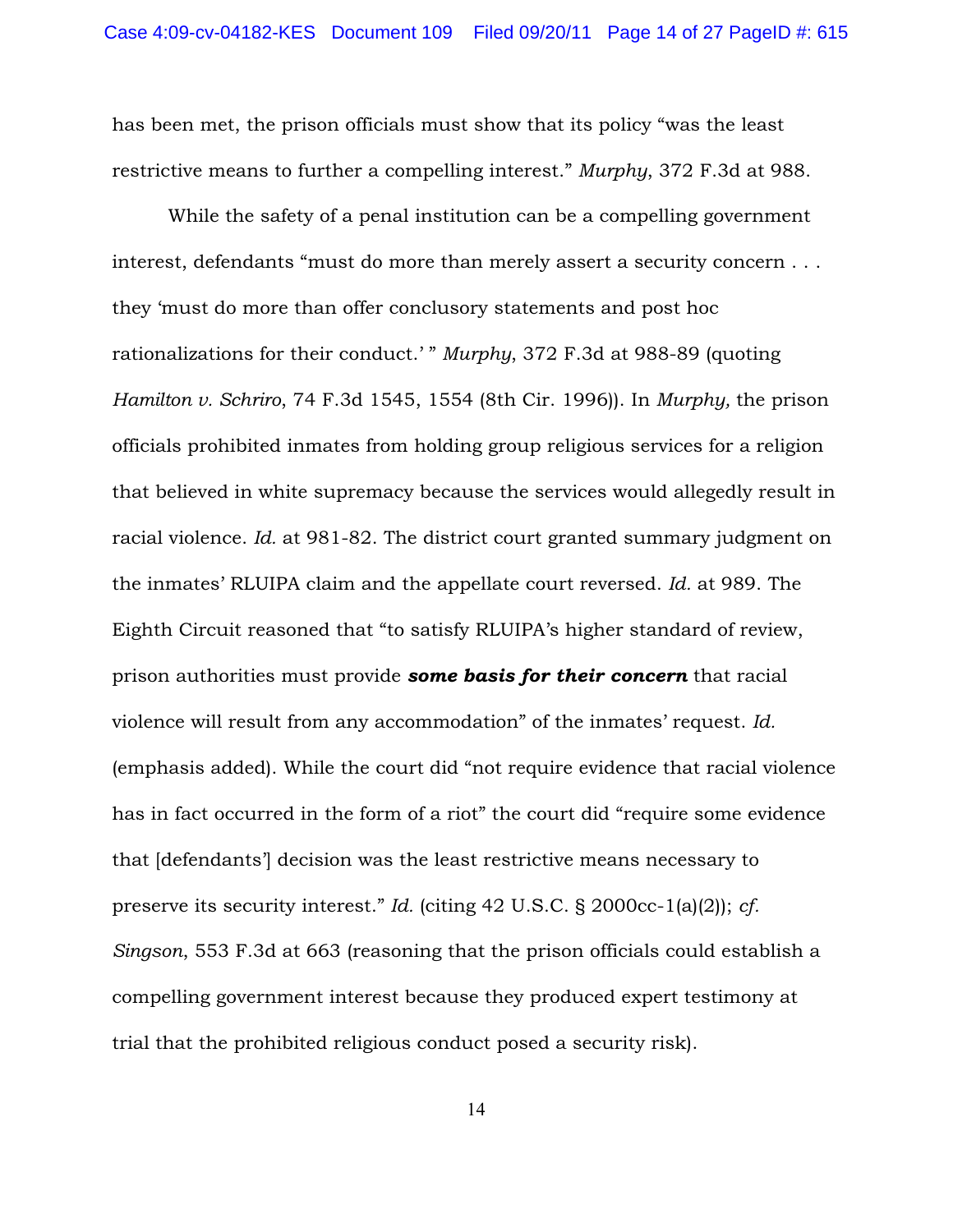has been met, the prison officials must show that its policy "was the least restrictive means to further a compelling interest." *Murphy*, 372 F.3d at 988.

While the safety of a penal institution can be a compelling government interest, defendants "must do more than merely assert a security concern . . . they 'must do more than offer conclusory statements and post hoc rationalizations for their conduct.' " *Murphy*, 372 F.3d at 988-89 (quoting *Hamilton v. Schriro*, 74 F.3d 1545, 1554 (8th Cir. 1996)). In *Murphy,* the prison officials prohibited inmates from holding group religious services for a religion that believed in white supremacy because the services would allegedly result in racial violence. *Id.* at 981-82. The district court granted summary judgment on the inmates' RLUIPA claim and the appellate court reversed. *Id.* at 989. The Eighth Circuit reasoned that "to satisfy RLUIPA's higher standard of review, prison authorities must provide ***some basis for their concern*** that racial violence will result from any accommodation" of the inmates' request. *Id.* (emphasis added). While the court did "not require evidence that racial violence has in fact occurred in the form of a riot" the court did "require some evidence that [defendants'] decision was the least restrictive means necessary to preserve its security interest." *Id.* (citing 42 U.S.C. § 2000cc-1(a)(2)); *cf.* *Singson*, 553 F.3d at 663 (reasoning that the prison officials could establish a compelling government interest because they produced expert testimony at trial that the prohibited religious conduct posed a security risk).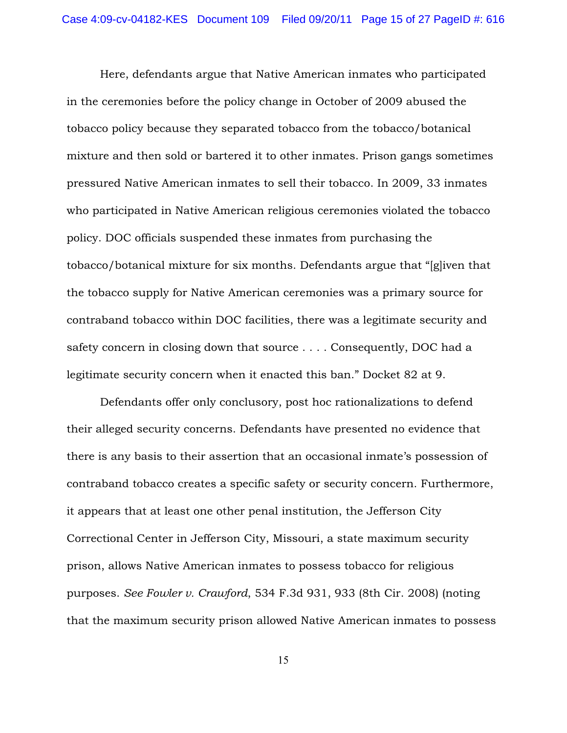Here, defendants argue that Native American inmates who participated in the ceremonies before the policy change in October of 2009 abused the tobacco policy because they separated tobacco from the tobacco/botanical mixture and then sold or bartered it to other inmates. Prison gangs sometimes pressured Native American inmates to sell their tobacco. In 2009, 33 inmates who participated in Native American religious ceremonies violated the tobacco policy. DOC officials suspended these inmates from purchasing the tobacco/botanical mixture for six months. Defendants argue that "[g]iven that the tobacco supply for Native American ceremonies was a primary source for contraband tobacco within DOC facilities, there was a legitimate security and safety concern in closing down that source . . . . Consequently, DOC had a legitimate security concern when it enacted this ban." Docket 82 at 9.

Defendants offer only conclusory, post hoc rationalizations to defend their alleged security concerns. Defendants have presented no evidence that there is any basis to their assertion that an occasional inmate's possession of contraband tobacco creates a specific safety or security concern. Furthermore, it appears that at least one other penal institution, the Jefferson City Correctional Center in Jefferson City, Missouri, a state maximum security prison, allows Native American inmates to possess tobacco for religious purposes. *See Fowler v. Crawford*, 534 F.3d 931, 933 (8th Cir. 2008) (noting that the maximum security prison allowed Native American inmates to possess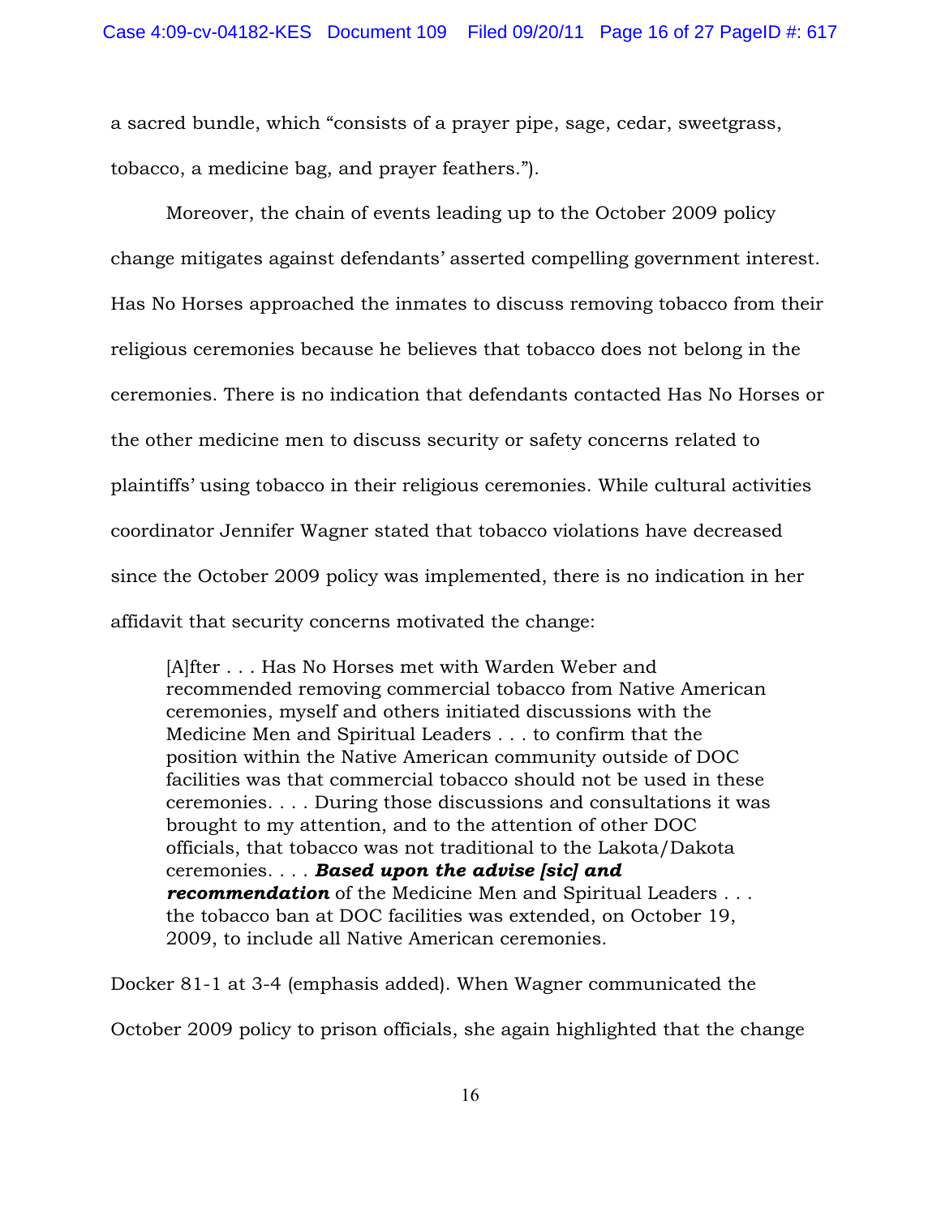a sacred bundle, which "consists of a prayer pipe, sage, cedar, sweetgrass, tobacco, a medicine bag, and prayer feathers.").

Moreover, the chain of events leading up to the October 2009 policy change mitigates against defendants' asserted compelling government interest. Has No Horses approached the inmates to discuss removing tobacco from their religious ceremonies because he believes that tobacco does not belong in the ceremonies. There is no indication that defendants contacted Has No Horses or the other medicine men to discuss security or safety concerns related to plaintiffs' using tobacco in their religious ceremonies. While cultural activities coordinator Jennifer Wagner stated that tobacco violations have decreased since the October 2009 policy was implemented, there is no indication in her affidavit that security concerns motivated the change:

> [A]fter . . . Has No Horses met with Warden Weber and recommended removing commercial tobacco from Native American ceremonies, myself and others initiated discussions with the Medicine Men and Spiritual Leaders . . . to confirm that the position within the Native American community outside of DOC facilities was that commercial tobacco should not be used in these ceremonies. . . . During those discussions and consultations it was brought to my attention, and to the attention of other DOC officials, that tobacco was not traditional to the Lakota/Dakota ceremonies. . . . ***Based upon the advise [sic] and recommendation*** of the Medicine Men and Spiritual Leaders . . . the tobacco ban at DOC facilities was extended, on October 19, 2009, to include all Native American ceremonies.

Docker 81-1 at 3-4 (emphasis added). When Wagner communicated the October 2009 policy to prison officials, she again highlighted that the change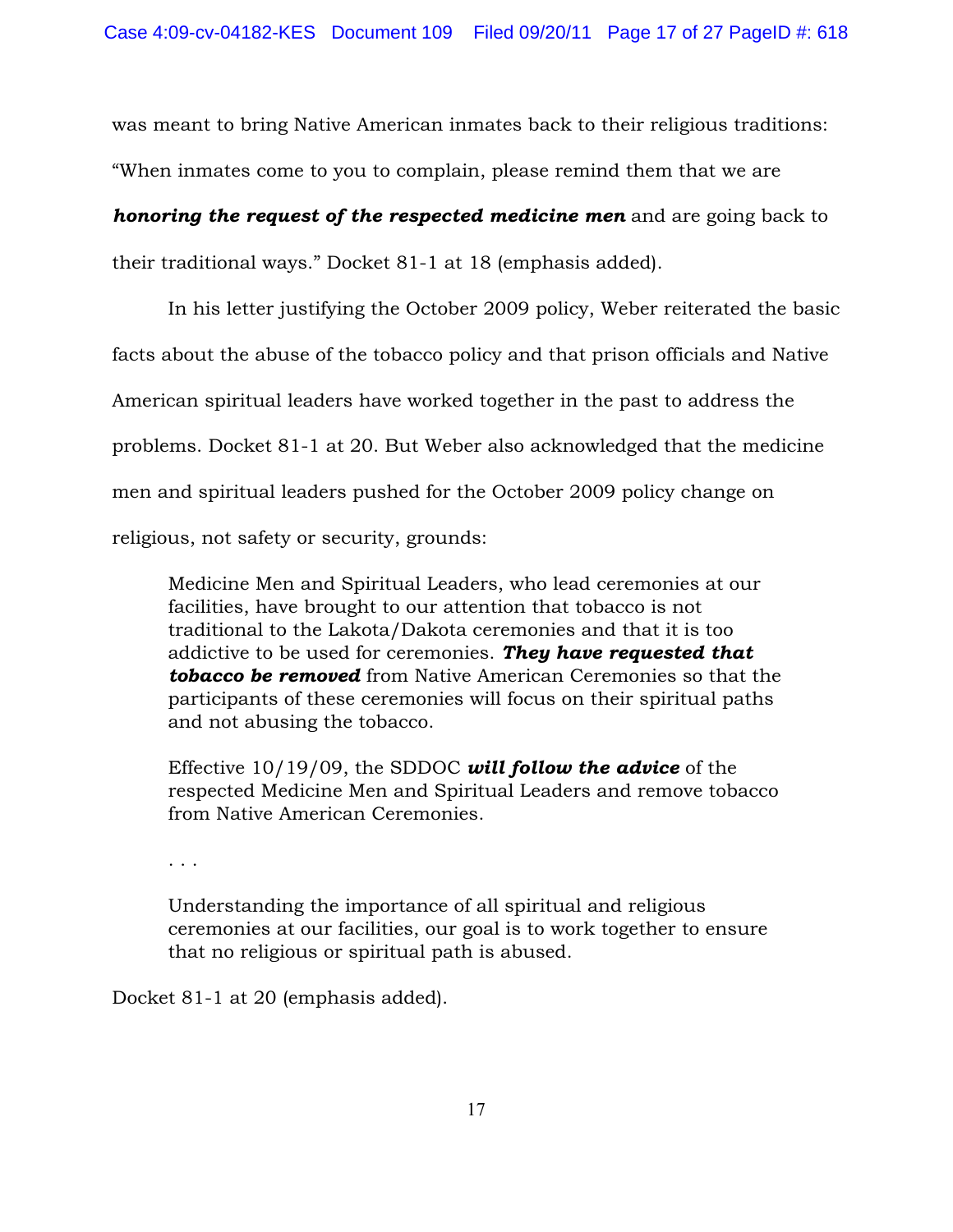was meant to bring Native American inmates back to their religious traditions: "When inmates come to you to complain, please remind them that we are ***honoring the request of the respected medicine men*** and are going back to their traditional ways." Docket 81-1 at 18 (emphasis added).

In his letter justifying the October 2009 policy, Weber reiterated the basic facts about the abuse of the tobacco policy and that prison officials and Native American spiritual leaders have worked together in the past to address the problems. Docket 81-1 at 20. But Weber also acknowledged that the medicine men and spiritual leaders pushed for the October 2009 policy change on religious, not safety or security, grounds:

> Medicine Men and Spiritual Leaders, who lead ceremonies at our facilities, have brought to our attention that tobacco is not traditional to the Lakota/Dakota ceremonies and that it is too addictive to be used for ceremonies. ***They have requested that tobacco be removed*** from Native American Ceremonies so that the participants of these ceremonies will focus on their spiritual paths and not abusing the tobacco.
>
> Effective 10/19/09, the SDDOC ***will follow the advice*** of the respected Medicine Men and Spiritual Leaders and remove tobacco from Native American Ceremonies.
>
> . . .
>
> Understanding the importance of all spiritual and religious ceremonies at our facilities, our goal is to work together to ensure that no religious or spiritual path is abused.

Docket 81-1 at 20 (emphasis added).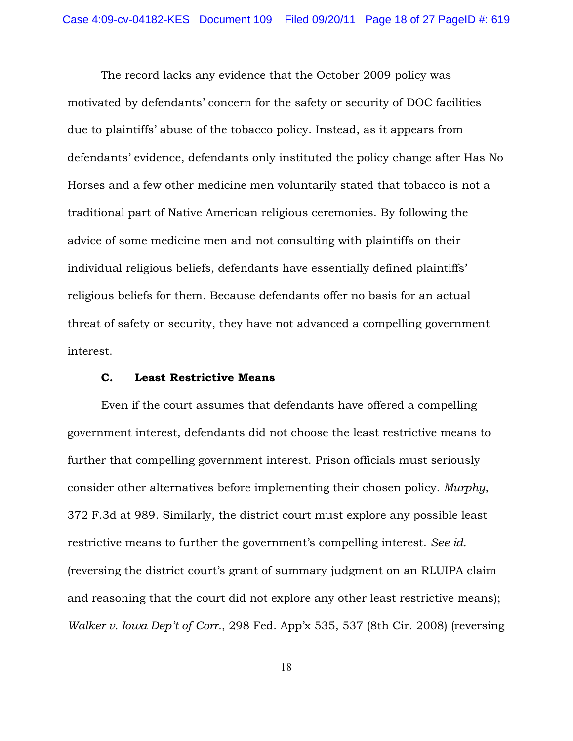The record lacks any evidence that the October 2009 policy was motivated by defendants' concern for the safety or security of DOC facilities due to plaintiffs' abuse of the tobacco policy. Instead, as it appears from defendants' evidence, defendants only instituted the policy change after Has No Horses and a few other medicine men voluntarily stated that tobacco is not a traditional part of Native American religious ceremonies. By following the advice of some medicine men and not consulting with plaintiffs on their individual religious beliefs, defendants have essentially defined plaintiffs' religious beliefs for them. Because defendants offer no basis for an actual threat of safety or security, they have not advanced a compelling government interest.

### C. Least Restrictive Means

Even if the court assumes that defendants have offered a compelling government interest, defendants did not choose the least restrictive means to further that compelling government interest. Prison officials must seriously consider other alternatives before implementing their chosen policy. *Murphy*, 372 F.3d at 989. Similarly, the district court must explore any possible least restrictive means to further the government's compelling interest. *See id.* (reversing the district court's grant of summary judgment on an RLUIPA claim and reasoning that the court did not explore any other least restrictive means); *Walker v. Iowa Dep't of Corr.*, 298 Fed. App'x 535, 537 (8th Cir. 2008) (reversing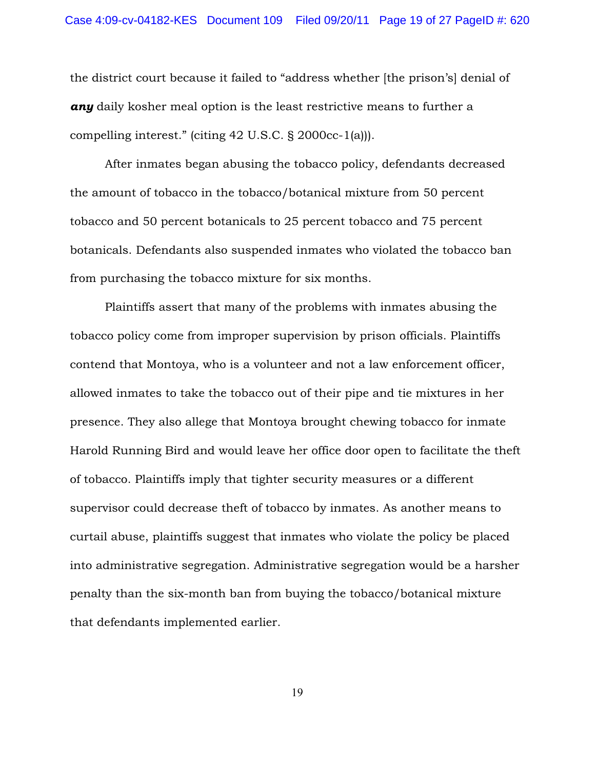the district court because it failed to "address whether [the prison's] denial of ***any*** daily kosher meal option is the least restrictive means to further a compelling interest." (citing 42 U.S.C. § 2000cc-1(a))).

After inmates began abusing the tobacco policy, defendants decreased the amount of tobacco in the tobacco/botanical mixture from 50 percent tobacco and 50 percent botanicals to 25 percent tobacco and 75 percent botanicals. Defendants also suspended inmates who violated the tobacco ban from purchasing the tobacco mixture for six months.

Plaintiffs assert that many of the problems with inmates abusing the tobacco policy come from improper supervision by prison officials. Plaintiffs contend that Montoya, who is a volunteer and not a law enforcement officer, allowed inmates to take the tobacco out of their pipe and tie mixtures in her presence. They also allege that Montoya brought chewing tobacco for inmate Harold Running Bird and would leave her office door open to facilitate the theft of tobacco. Plaintiffs imply that tighter security measures or a different supervisor could decrease theft of tobacco by inmates. As another means to curtail abuse, plaintiffs suggest that inmates who violate the policy be placed into administrative segregation. Administrative segregation would be a harsher penalty than the six-month ban from buying the tobacco/botanical mixture that defendants implemented earlier.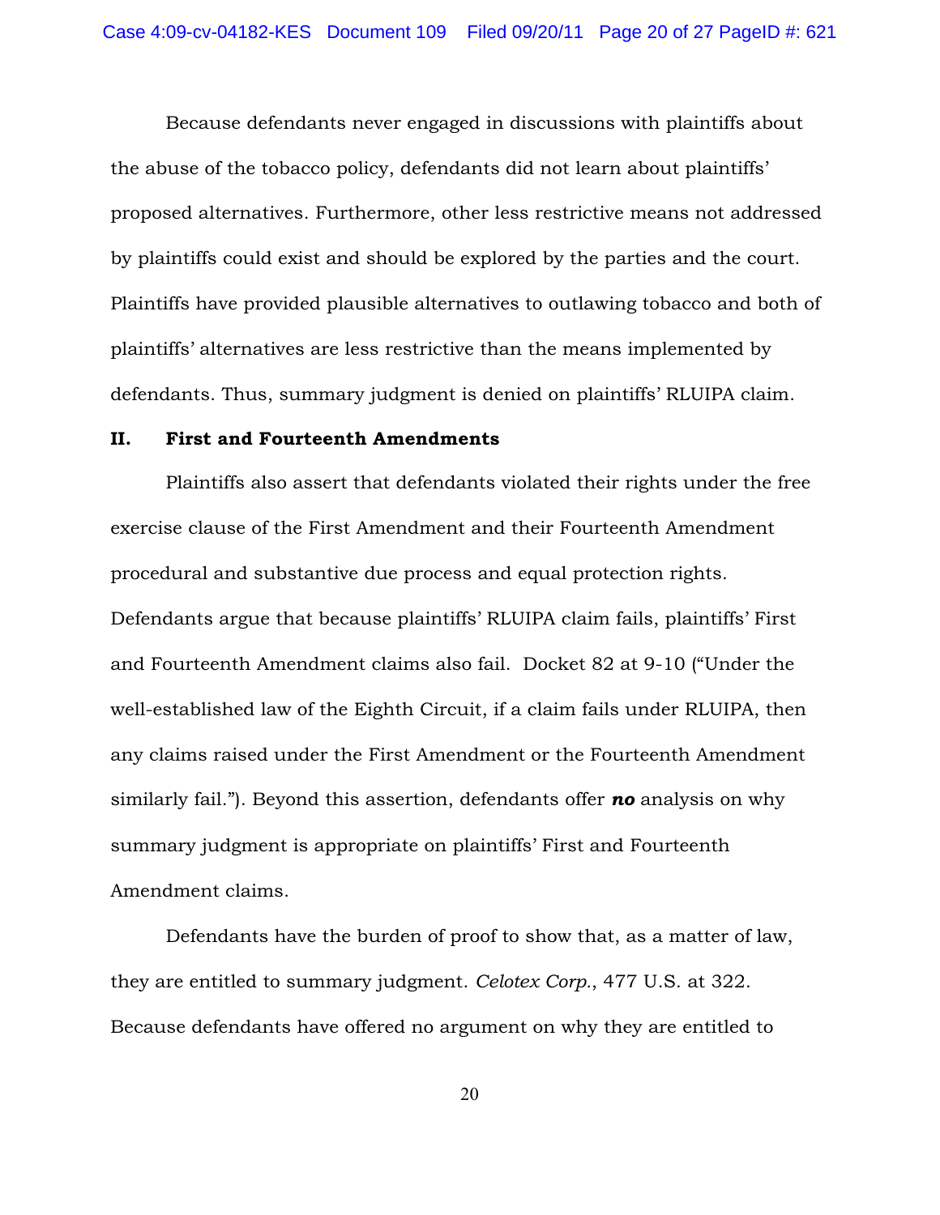Because defendants never engaged in discussions with plaintiffs about the abuse of the tobacco policy, defendants did not learn about plaintiffs' proposed alternatives. Furthermore, other less restrictive means not addressed by plaintiffs could exist and should be explored by the parties and the court. Plaintiffs have provided plausible alternatives to outlawing tobacco and both of plaintiffs' alternatives are less restrictive than the means implemented by defendants. Thus, summary judgment is denied on plaintiffs' RLUIPA claim.

## II. First and Fourteenth Amendments

Plaintiffs also assert that defendants violated their rights under the free exercise clause of the First Amendment and their Fourteenth Amendment procedural and substantive due process and equal protection rights. Defendants argue that because plaintiffs' RLUIPA claim fails, plaintiffs' First and Fourteenth Amendment claims also fail. Docket 82 at 9-10 ("Under the well-established law of the Eighth Circuit, if a claim fails under RLUIPA, then any claims raised under the First Amendment or the Fourteenth Amendment similarly fail."). Beyond this assertion, defendants offer ***no*** analysis on why summary judgment is appropriate on plaintiffs' First and Fourteenth Amendment claims.

Defendants have the burden of proof to show that, as a matter of law, they are entitled to summary judgment. *Celotex Corp.*, 477 U.S. at 322. Because defendants have offered no argument on why they are entitled to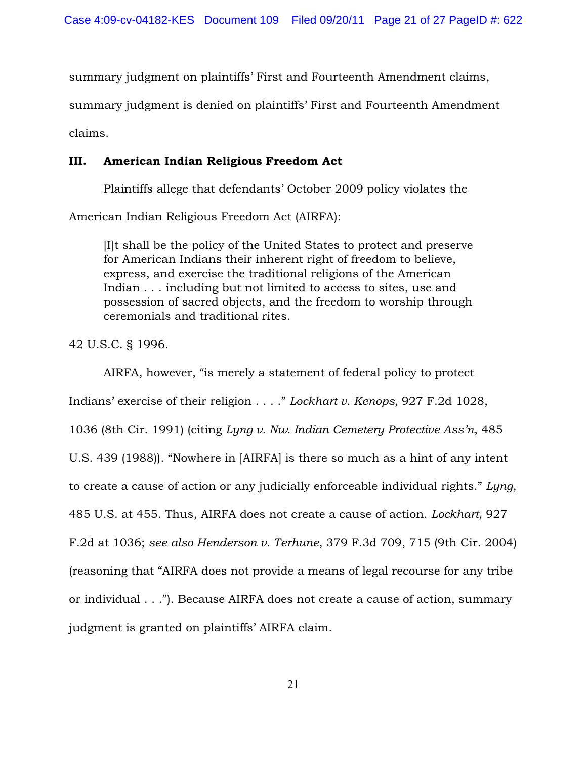summary judgment on plaintiffs' First and Fourteenth Amendment claims, summary judgment is denied on plaintiffs' First and Fourteenth Amendment claims.

### III. American Indian Religious Freedom Act

Plaintiffs allege that defendants' October 2009 policy violates the American Indian Religious Freedom Act (AIRFA):

> [I]t shall be the policy of the United States to protect and preserve for American Indians their inherent right of freedom to believe, express, and exercise the traditional religions of the American Indian . . . including but not limited to access to sites, use and possession of sacred objects, and the freedom to worship through ceremonials and traditional rites.

42 U.S.C. § 1996.

AIRFA, however, "is merely a statement of federal policy to protect Indians' exercise of their religion . . . ." *Lockhart v. Kenops*, 927 F.2d 1028, 1036 (8th Cir. 1991) (citing *Lyng v. Nw. Indian Cemetery Protective Ass'n*, 485 U.S. 439 (1988)). "Nowhere in [AIRFA] is there so much as a hint of any intent to create a cause of action or any judicially enforceable individual rights." *Lyng*, 485 U.S. at 455. Thus, AIRFA does not create a cause of action. *Lockhart*, 927 F.2d at 1036; *see also Henderson v. Terhune*, 379 F.3d 709, 715 (9th Cir. 2004) (reasoning that "AIRFA does not provide a means of legal recourse for any tribe or individual . . ."). Because AIRFA does not create a cause of action, summary judgment is granted on plaintiffs' AIRFA claim.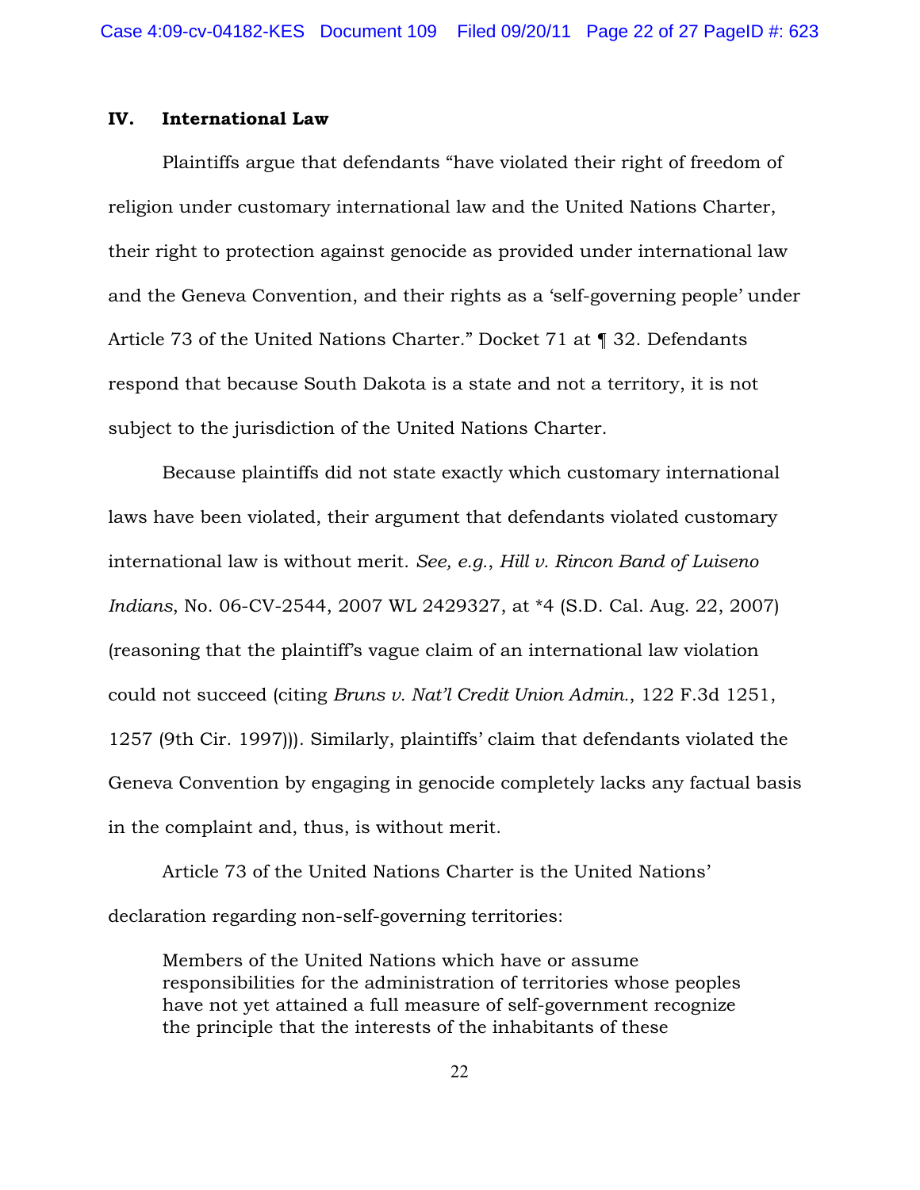## IV. International Law

Plaintiffs argue that defendants "have violated their right of freedom of religion under customary international law and the United Nations Charter, their right to protection against genocide as provided under international law and the Geneva Convention, and their rights as a 'self-governing people' under Article 73 of the United Nations Charter." Docket 71 at ¶ 32. Defendants respond that because South Dakota is a state and not a territory, it is not subject to the jurisdiction of the United Nations Charter.

Because plaintiffs did not state exactly which customary international laws have been violated, their argument that defendants violated customary international law is without merit. *See, e.g.*, *Hill v. Rincon Band of Luiseno Indians*, No. 06-CV-2544, 2007 WL 2429327, at *4 (S.D. Cal. Aug. 22, 2007) (reasoning that the plaintiff's vague claim of an international law violation could not succeed (citing *Bruns v. Nat'l Credit Union Admin.*, 122 F.3d 1251, 1257 (9th Cir. 1997))). Similarly, plaintiffs' claim that defendants violated the Geneva Convention by engaging in genocide completely lacks any factual basis in the complaint and, thus, is without merit.

Article 73 of the United Nations Charter is the United Nations' declaration regarding non-self-governing territories:

> Members of the United Nations which have or assume responsibilities for the administration of territories whose peoples have not yet attained a full measure of self-government recognize the principle that the interests of the inhabitants of these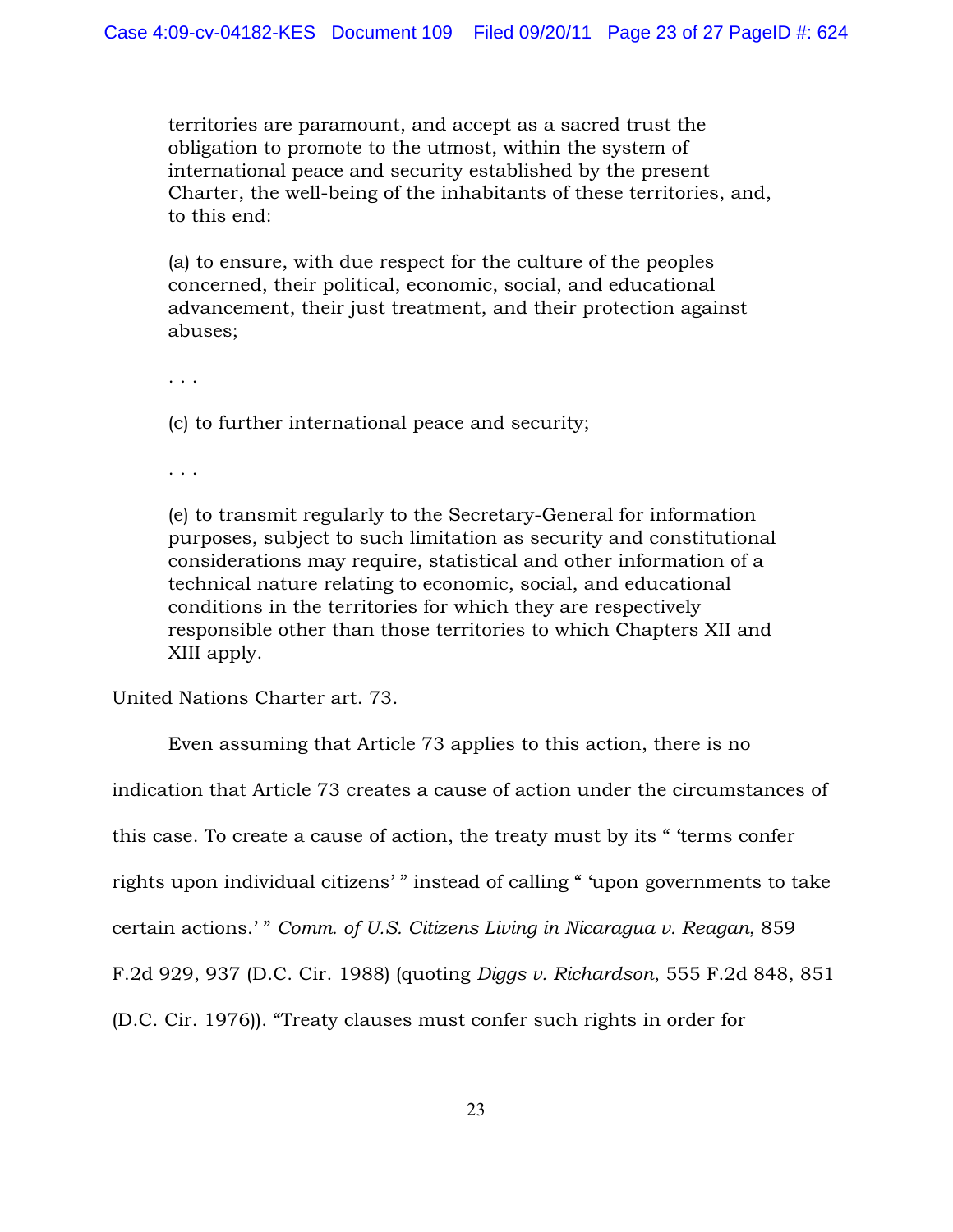> territories are paramount, and accept as a sacred trust the obligation to promote to the utmost, within the system of international peace and security established by the present Charter, the well-being of the inhabitants of these territories, and, to this end:
>
> (a) to ensure, with due respect for the culture of the peoples concerned, their political, economic, social, and educational advancement, their just treatment, and their protection against abuses;
>
> . . .
>
> (c) to further international peace and security;
>
> . . .
>
> (e) to transmit regularly to the Secretary-General for information purposes, subject to such limitation as security and constitutional considerations may require, statistical and other information of a technical nature relating to economic, social, and educational conditions in the territories for which they are respectively responsible other than those territories to which Chapters XII and XIII apply.

United Nations Charter art. 73.

Even assuming that Article 73 applies to this action, there is no indication that Article 73 creates a cause of action under the circumstances of this case. To create a cause of action, the treaty must by its " 'terms confer rights upon individual citizens' " instead of calling " 'upon governments to take certain actions.' " *Comm. of U.S. Citizens Living in Nicaragua v. Reagan*, 859 F.2d 929, 937 (D.C. Cir. 1988) (quoting *Diggs v. Richardson*, 555 F.2d 848, 851 (D.C. Cir. 1976)). "Treaty clauses must confer such rights in order for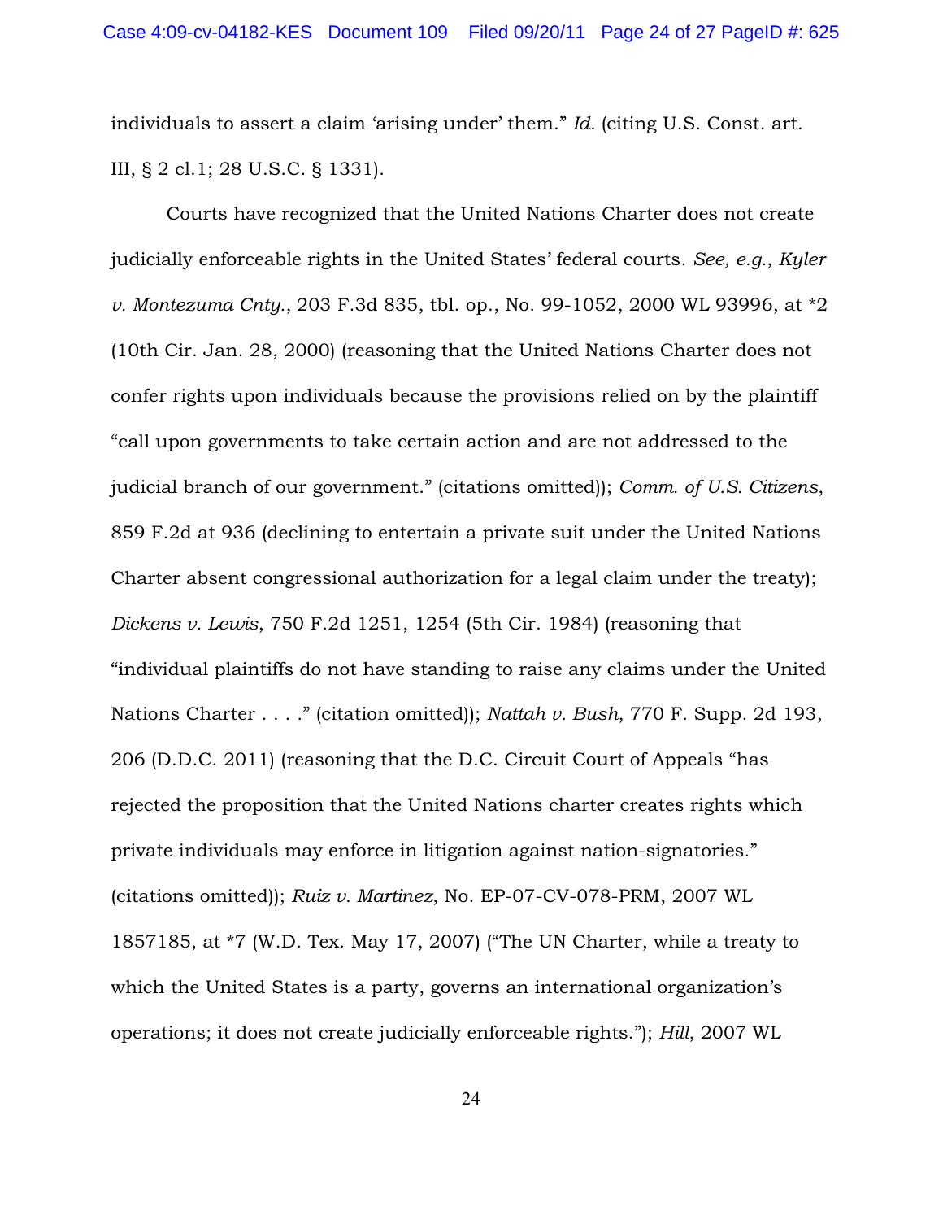individuals to assert a claim 'arising under' them." *Id.* (citing U.S. Const. art. III, § 2 cl.1; 28 U.S.C. § 1331).

Courts have recognized that the United Nations Charter does not create judicially enforceable rights in the United States' federal courts. *See, e.g.*, *Kyler v. Montezuma Cnty.*, 203 F.3d 835, tbl. op., No. 99-1052, 2000 WL 93996, at *2 (10th Cir. Jan. 28, 2000) (reasoning that the United Nations Charter does not confer rights upon individuals because the provisions relied on by the plaintiff "call upon governments to take certain action and are not addressed to the judicial branch of our government." (citations omitted)); *Comm. of U.S. Citizens*, 859 F.2d at 936 (declining to entertain a private suit under the United Nations Charter absent congressional authorization for a legal claim under the treaty); *Dickens v. Lewis*, 750 F.2d 1251, 1254 (5th Cir. 1984) (reasoning that "individual plaintiffs do not have standing to raise any claims under the United Nations Charter . . . ." (citation omitted)); *Nattah v. Bush*, 770 F. Supp. 2d 193, 206 (D.D.C. 2011) (reasoning that the D.C. Circuit Court of Appeals "has rejected the proposition that the United Nations charter creates rights which private individuals may enforce in litigation against nation-signatories." (citations omitted)); *Ruiz v. Martinez*, No. EP-07-CV-078-PRM, 2007 WL 1857185, at *7 (W.D. Tex. May 17, 2007) ("The UN Charter, while a treaty to which the United States is a party, governs an international organization's operations; it does not create judicially enforceable rights."); *Hill*, 2007 WL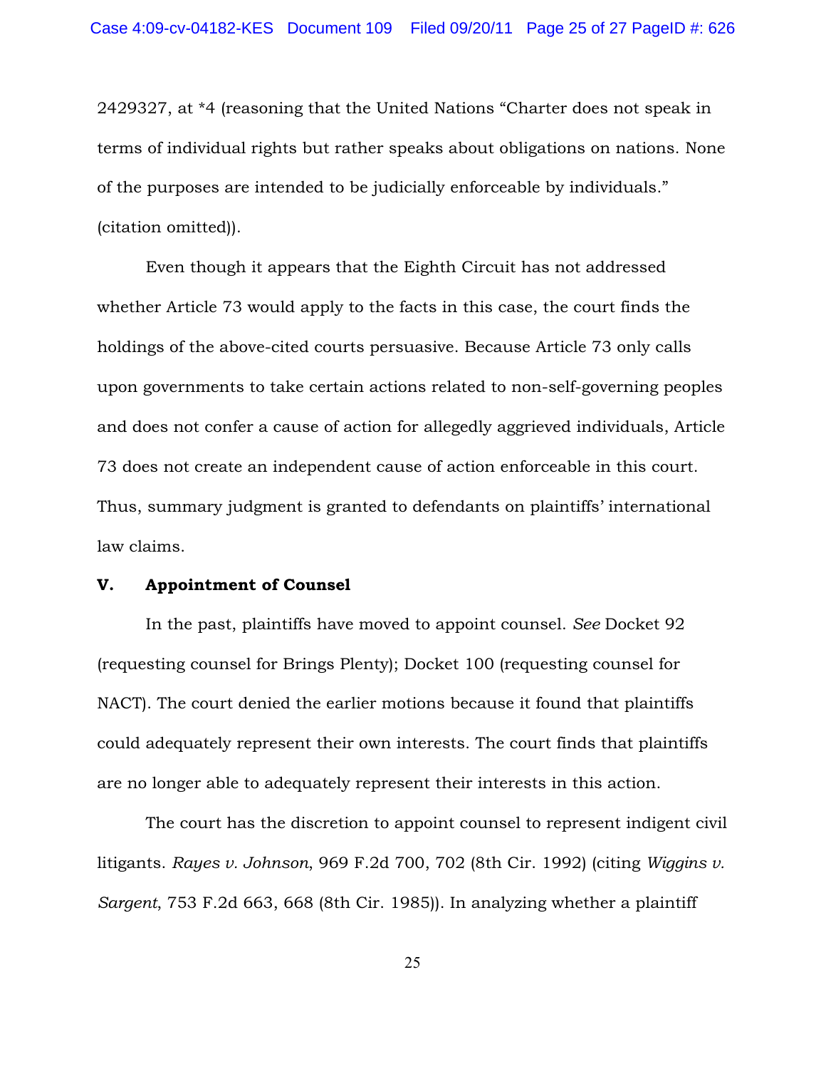2429327, at *4 (reasoning that the United Nations "Charter does not speak in terms of individual rights but rather speaks about obligations on nations. None of the purposes are intended to be judicially enforceable by individuals." (citation omitted)).

Even though it appears that the Eighth Circuit has not addressed whether Article 73 would apply to the facts in this case, the court finds the holdings of the above-cited courts persuasive. Because Article 73 only calls upon governments to take certain actions related to non-self-governing peoples and does not confer a cause of action for allegedly aggrieved individuals, Article 73 does not create an independent cause of action enforceable in this court. Thus, summary judgment is granted to defendants on plaintiffs' international law claims.

## V. Appointment of Counsel

In the past, plaintiffs have moved to appoint counsel. *See* Docket 92 (requesting counsel for Brings Plenty); Docket 100 (requesting counsel for NACT). The court denied the earlier motions because it found that plaintiffs could adequately represent their own interests. The court finds that plaintiffs are no longer able to adequately represent their interests in this action.

The court has the discretion to appoint counsel to represent indigent civil litigants. *Rayes v. Johnson*, 969 F.2d 700, 702 (8th Cir. 1992) (citing *Wiggins v. Sargent*, 753 F.2d 663, 668 (8th Cir. 1985)). In analyzing whether a plaintiff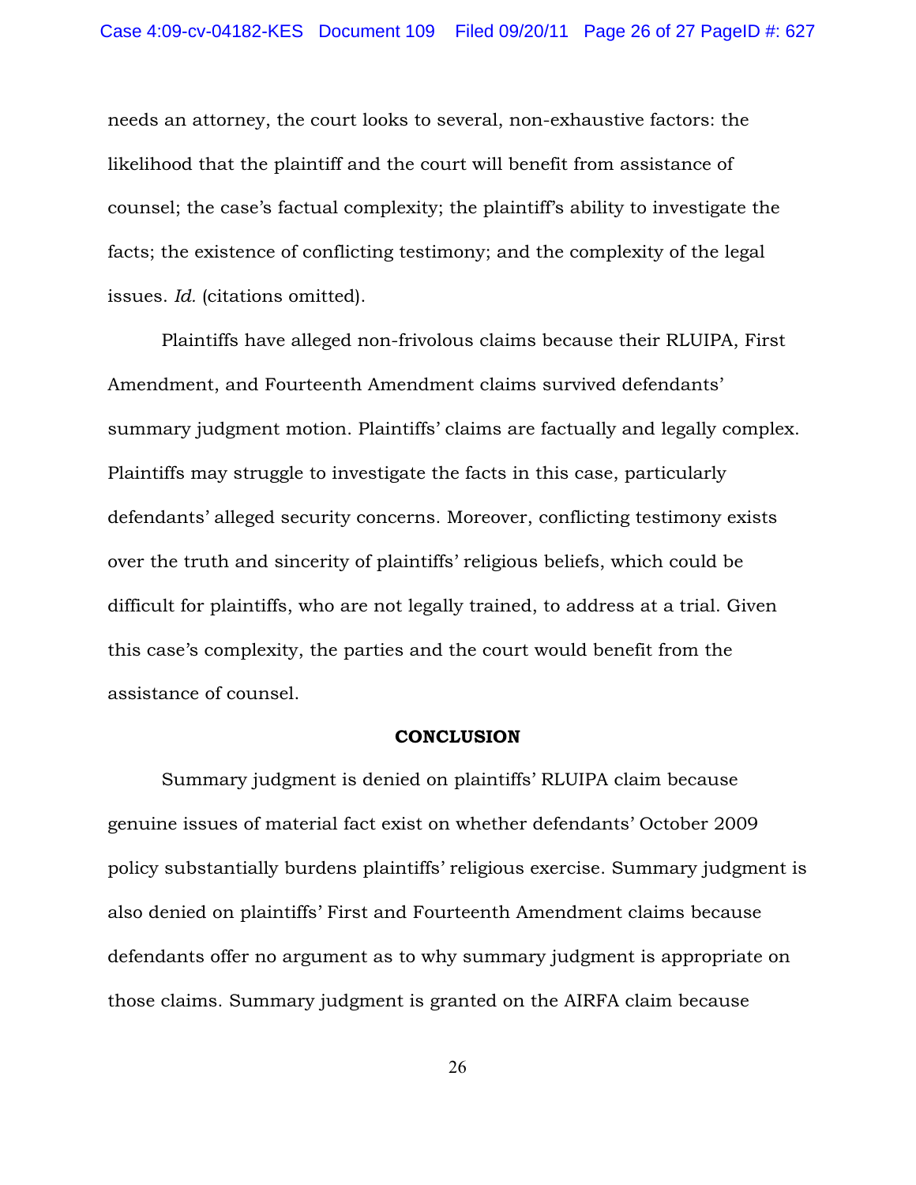needs an attorney, the court looks to several, non-exhaustive factors: the likelihood that the plaintiff and the court will benefit from assistance of counsel; the case's factual complexity; the plaintiff's ability to investigate the facts; the existence of conflicting testimony; and the complexity of the legal issues. *Id.* (citations omitted).

Plaintiffs have alleged non-frivolous claims because their RLUIPA, First Amendment, and Fourteenth Amendment claims survived defendants' summary judgment motion. Plaintiffs' claims are factually and legally complex. Plaintiffs may struggle to investigate the facts in this case, particularly defendants' alleged security concerns. Moreover, conflicting testimony exists over the truth and sincerity of plaintiffs' religious beliefs, which could be difficult for plaintiffs, who are not legally trained, to address at a trial. Given this case's complexity, the parties and the court would benefit from the assistance of counsel.

## CONCLUSION

Summary judgment is denied on plaintiffs' RLUIPA claim because genuine issues of material fact exist on whether defendants' October 2009 policy substantially burdens plaintiffs' religious exercise. Summary judgment is also denied on plaintiffs' First and Fourteenth Amendment claims because defendants offer no argument as to why summary judgment is appropriate on those claims. Summary judgment is granted on the AIRFA claim because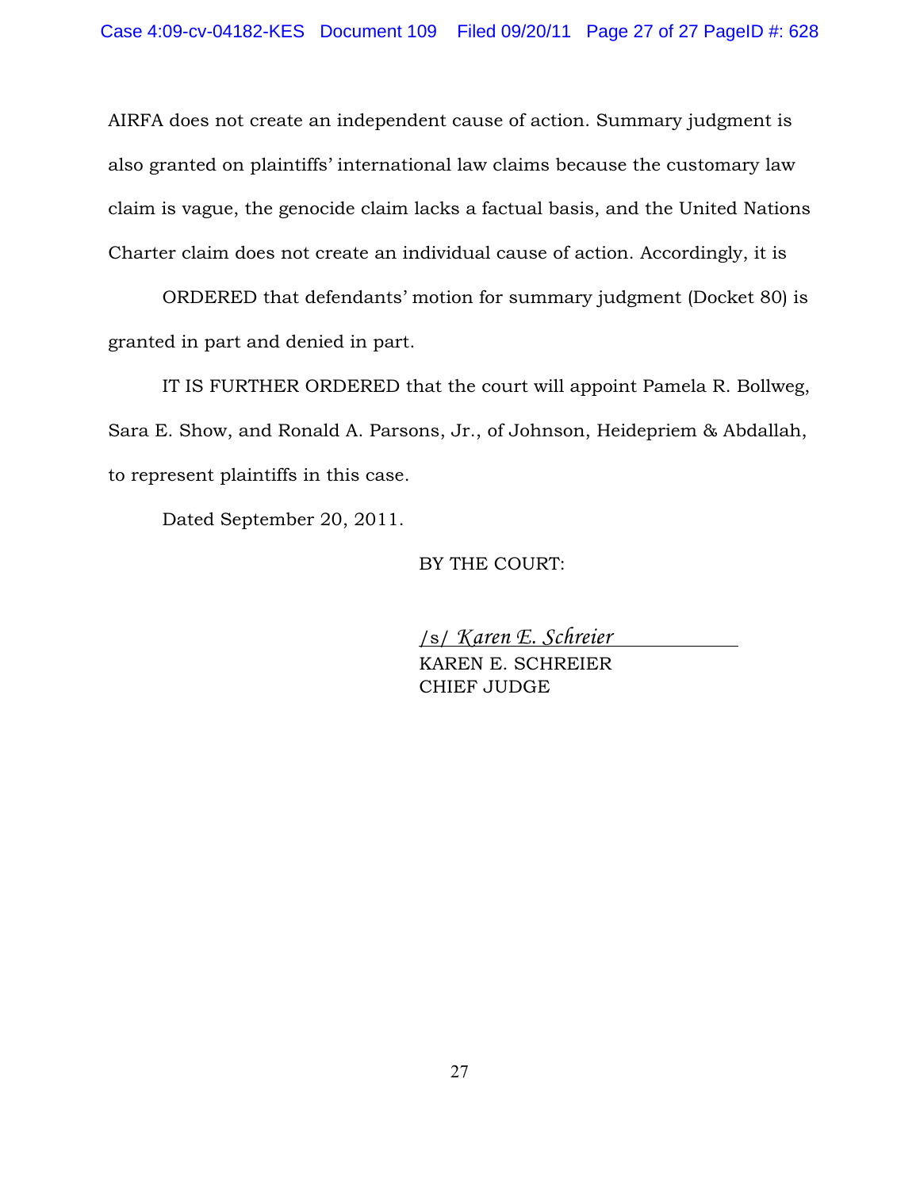AIRFA does not create an independent cause of action. Summary judgment is also granted on plaintiffs' international law claims because the customary law claim is vague, the genocide claim lacks a factual basis, and the United Nations Charter claim does not create an individual cause of action. Accordingly, it is

ORDERED that defendants' motion for summary judgment (Docket 80) is granted in part and denied in part.

IT IS FURTHER ORDERED that the court will appoint Pamela R. Bollweg, Sara E. Show, and Ronald A. Parsons, Jr., of Johnson, Heidepriem & Abdallah, to represent plaintiffs in this case.

Dated September 20, 2011.

BY THE COURT:

/s/ *Karen E. Schreier*
KAREN E. SCHREIER
CHIEF JUDGE